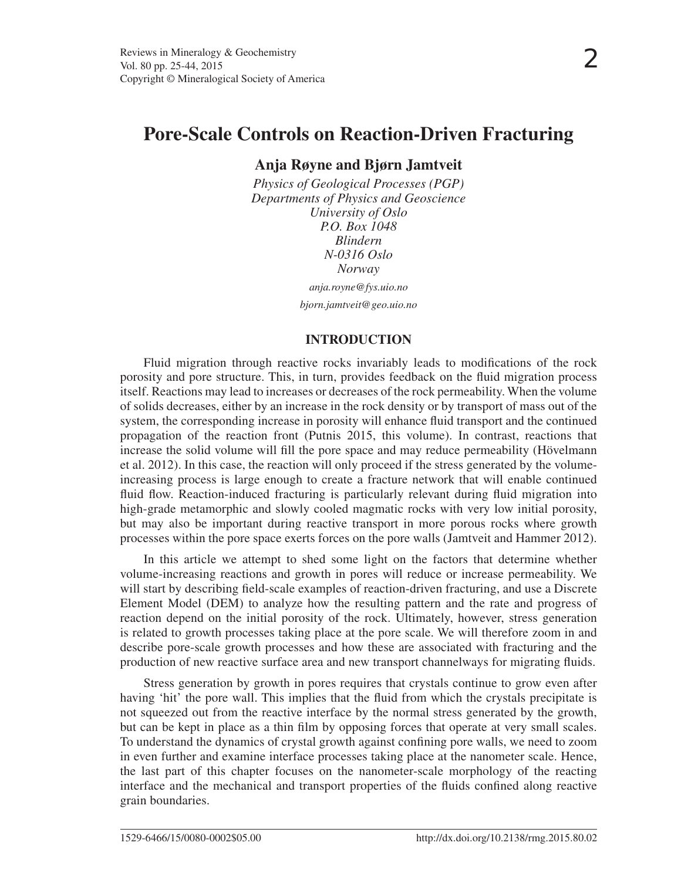# Pore-Scale Controls on Reaction-Driven Fracturing

**Anja Røyne and Bjørn Jamtveit**

*Physics of Geological Processes (PGP)*
*Departments of Physics and Geoscience*
*University of Oslo*
*P.O. Box 1048*
*Blindern*
*N-0316 Oslo*
*Norway*

*anja.royne@fys.uio.no*

*bjorn.jamtveit@geo.uio.no*

## INTRODUCTION

Fluid migration through reactive rocks invariably leads to modifications of the rock porosity and pore structure. This, in turn, provides feedback on the fluid migration process itself. Reactions may lead to increases or decreases of the rock permeability. When the volume of solids decreases, either by an increase in the rock density or by transport of mass out of the system, the corresponding increase in porosity will enhance fluid transport and the continued propagation of the reaction front (Putnis 2015, this volume). In contrast, reactions that increase the solid volume will fill the pore space and may reduce permeability (Hövelmann et al. 2012). In this case, the reaction will only proceed if the stress generated by the volume-increasing process is large enough to create a fracture network that will enable continued fluid flow. Reaction-induced fracturing is particularly relevant during fluid migration into high-grade metamorphic and slowly cooled magmatic rocks with very low initial porosity, but may also be important during reactive transport in more porous rocks where growth processes within the pore space exerts forces on the pore walls (Jamtveit and Hammer 2012).

In this article we attempt to shed some light on the factors that determine whether volume-increasing reactions and growth in pores will reduce or increase permeability. We will start by describing field-scale examples of reaction-driven fracturing, and use a Discrete Element Model (DEM) to analyze how the resulting pattern and the rate and progress of reaction depend on the initial porosity of the rock. Ultimately, however, stress generation is related to growth processes taking place at the pore scale. We will therefore zoom in and describe pore-scale growth processes and how these are associated with fracturing and the production of new reactive surface area and new transport channelways for migrating fluids.

Stress generation by growth in pores requires that crystals continue to grow even after having 'hit' the pore wall. This implies that the fluid from which the crystals precipitate is not squeezed out from the reactive interface by the normal stress generated by the growth, but can be kept in place as a thin film by opposing forces that operate at very small scales. To understand the dynamics of crystal growth against confining pore walls, we need to zoom in even further and examine interface processes taking place at the nanometer scale. Hence, the last part of this chapter focuses on the nanometer-scale morphology of the reacting interface and the mechanical and transport properties of the fluids confined along reactive grain boundaries.

1529-6466/15/0080-0002$05.00 http://dx.doi.org/10.2138/rmg.2015.80.02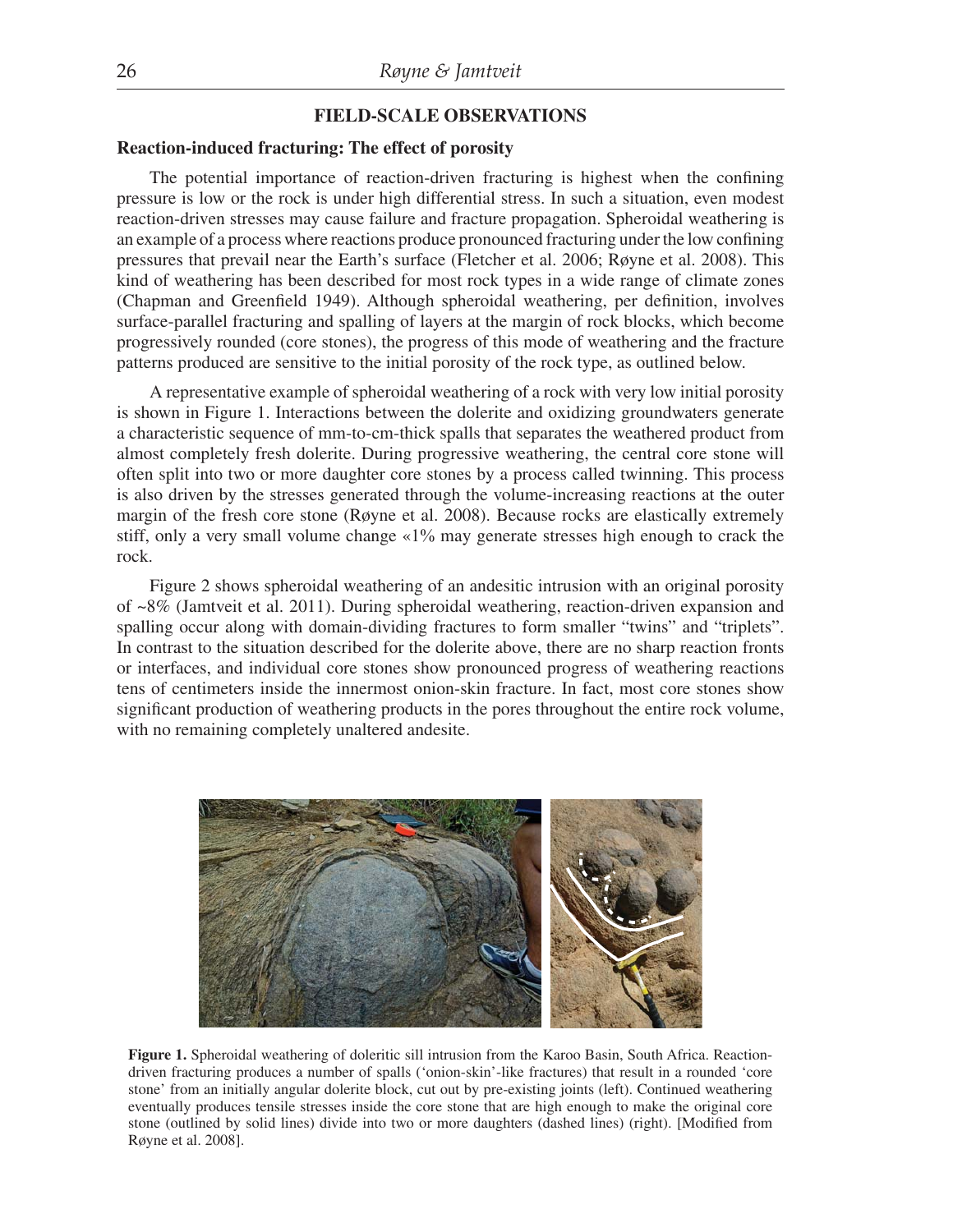## FIELD-SCALE OBSERVATIONS

### Reaction-induced fracturing: The effect of porosity

The potential importance of reaction-driven fracturing is highest when the confining pressure is low or the rock is under high differential stress. In such a situation, even modest reaction-driven stresses may cause failure and fracture propagation. Spheroidal weathering is an example of a process where reactions produce pronounced fracturing under the low confining pressures that prevail near the Earth's surface (Fletcher et al. 2006; Røyne et al. 2008). This kind of weathering has been described for most rock types in a wide range of climate zones (Chapman and Greenfield 1949). Although spheroidal weathering, per definition, involves surface-parallel fracturing and spalling of layers at the margin of rock blocks, which become progressively rounded (core stones), the progress of this mode of weathering and the fracture patterns produced are sensitive to the initial porosity of the rock type, as outlined below.

A representative example of spheroidal weathering of a rock with very low initial porosity is shown in Figure 1. Interactions between the dolerite and oxidizing groundwaters generate a characteristic sequence of mm-to-cm-thick spalls that separates the weathered product from almost completely fresh dolerite. During progressive weathering, the central core stone will often split into two or more daughter core stones by a process called twinning. This process is also driven by the stresses generated through the volume-increasing reactions at the outer margin of the fresh core stone (Røyne et al. 2008). Because rocks are elastically extremely stiff, only a very small volume change «1% may generate stresses high enough to crack the rock.

Figure 2 shows spheroidal weathering of an andesitic intrusion with an original porosity of ~8% (Jamtveit et al. 2011). During spheroidal weathering, reaction-driven expansion and spalling occur along with domain-dividing fractures to form smaller "twins" and "triplets". In contrast to the situation described for the dolerite above, there are no sharp reaction fronts or interfaces, and individual core stones show pronounced progress of weathering reactions tens of centimeters inside the innermost onion-skin fracture. In fact, most core stones show significant production of weathering products in the pores throughout the entire rock volume, with no remaining completely unaltered andesite.

**Figure 1.** Spheroidal weathering of doleritic sill intrusion from the Karoo Basin, South Africa. Reaction-driven fracturing produces a number of spalls ('onion-skin'-like fractures) that result in a rounded 'core stone' from an initially angular dolerite block, cut out by pre-existing joints (left). Continued weathering eventually produces tensile stresses inside the core stone that are high enough to make the original core stone (outlined by solid lines) divide into two or more daughters (dashed lines) (right). [Modified from Røyne et al. 2008].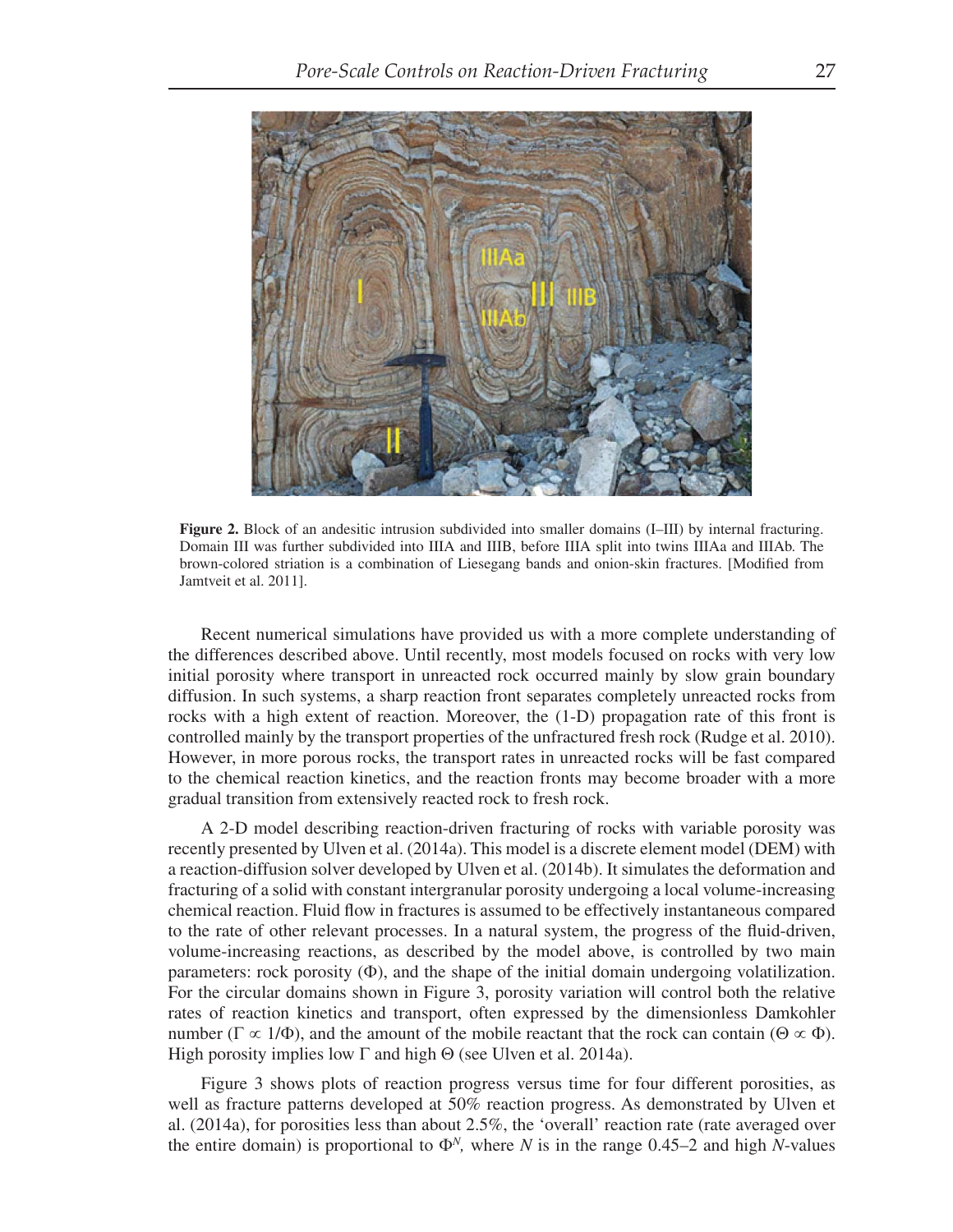**Figure 2.** Block of an andesitic intrusion subdivided into smaller domains (I–III) by internal fracturing. Domain III was further subdivided into IIIA and IIIB, before IIIA split into twins IIIAa and IIIAb. The brown-colored striation is a combination of Liesegang bands and onion-skin fractures. [Modified from Jamtveit et al. 2011].

Recent numerical simulations have provided us with a more complete understanding of the differences described above. Until recently, most models focused on rocks with very low initial porosity where transport in unreacted rock occurred mainly by slow grain boundary diffusion. In such systems, a sharp reaction front separates completely unreacted rocks from rocks with a high extent of reaction. Moreover, the (1-D) propagation rate of this front is controlled mainly by the transport properties of the unfractured fresh rock (Rudge et al. 2010). However, in more porous rocks, the transport rates in unreacted rocks will be fast compared to the chemical reaction kinetics, and the reaction fronts may become broader with a more gradual transition from extensively reacted rock to fresh rock.

A 2-D model describing reaction-driven fracturing of rocks with variable porosity was recently presented by Ulven et al. (2014a). This model is a discrete element model (DEM) with a reaction-diffusion solver developed by Ulven et al. (2014b). It simulates the deformation and fracturing of a solid with constant intergranular porosity undergoing a local volume-increasing chemical reaction. Fluid flow in fractures is assumed to be effectively instantaneous compared to the rate of other relevant processes. In a natural system, the progress of the fluid-driven, volume-increasing reactions, as described by the model above, is controlled by two main parameters: rock porosity ($\Phi$), and the shape of the initial domain undergoing volatilization. For the circular domains shown in Figure 3, porosity variation will control both the relative rates of reaction kinetics and transport, often expressed by the dimensionless Damkohler number ($\Gamma \propto 1/\Phi$), and the amount of the mobile reactant that the rock can contain ($\Theta \propto \Phi$). High porosity implies low $\Gamma$ and high $\Theta$ (see Ulven et al. 2014a).

Figure 3 shows plots of reaction progress versus time for four different porosities, as well as fracture patterns developed at 50% reaction progress. As demonstrated by Ulven et al. (2014a), for porosities less than about 2.5%, the 'overall' reaction rate (rate averaged over the entire domain) is proportional to $\Phi^N$, where $N$ is in the range 0.45–2 and high $N$-values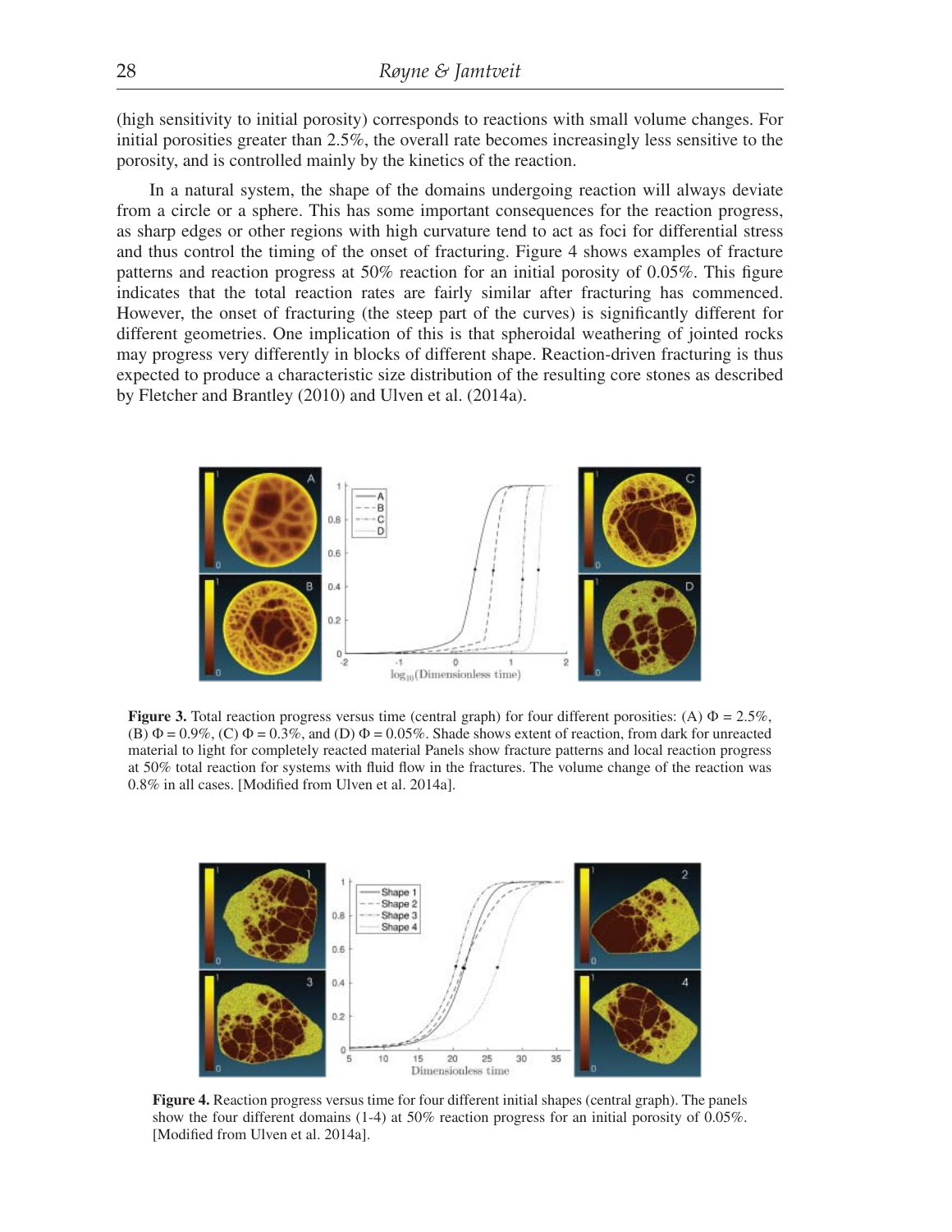(high sensitivity to initial porosity) corresponds to reactions with small volume changes. For initial porosities greater than 2.5%, the overall rate becomes increasingly less sensitive to the porosity, and is controlled mainly by the kinetics of the reaction.

In a natural system, the shape of the domains undergoing reaction will always deviate from a circle or a sphere. This has some important consequences for the reaction progress, as sharp edges or other regions with high curvature tend to act as foci for differential stress and thus control the timing of the onset of fracturing. Figure 4 shows examples of fracture patterns and reaction progress at 50% reaction for an initial porosity of 0.05%. This figure indicates that the total reaction rates are fairly similar after fracturing has commenced. However, the onset of fracturing (the steep part of the curves) is significantly different for different geometries. One implication of this is that spheroidal weathering of jointed rocks may progress very differently in blocks of different shape. Reaction-driven fracturing is thus expected to produce a characteristic size distribution of the resulting core stones as described by Fletcher and Brantley (2010) and Ulven et al. (2014a).

**Figure 3.** Total reaction progress versus time (central graph) for four different porosities: (A) $\Phi = 2.5\%$, (B) $\Phi = 0.9\%$, (C) $\Phi = 0.3\%$, and (D) $\Phi = 0.05\%$. Shade shows extent of reaction, from dark for unreacted material to light for completely reacted material Panels show fracture patterns and local reaction progress at 50% total reaction for systems with fluid flow in the fractures. The volume change of the reaction was 0.8% in all cases. [Modified from Ulven et al. 2014a].

**Figure 4.** Reaction progress versus time for four different initial shapes (central graph). The panels show the four different domains (1-4) at 50% reaction progress for an initial porosity of 0.05%. [Modified from Ulven et al. 2014a].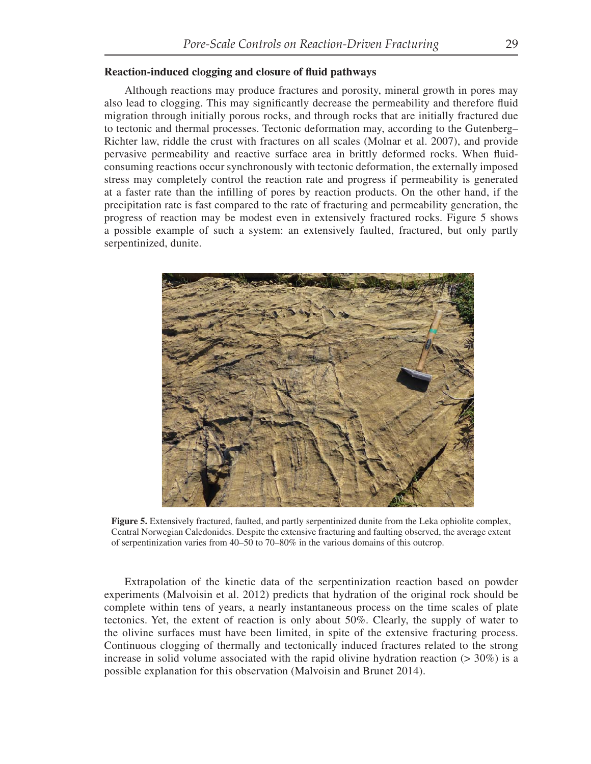### Reaction-induced clogging and closure of fluid pathways

Although reactions may produce fractures and porosity, mineral growth in pores may also lead to clogging. This may significantly decrease the permeability and therefore fluid migration through initially porous rocks, and through rocks that are initially fractured due to tectonic and thermal processes. Tectonic deformation may, according to the Gutenberg–Richter law, riddle the crust with fractures on all scales (Molnar et al. 2007), and provide pervasive permeability and reactive surface area in brittly deformed rocks. When fluid-consuming reactions occur synchronously with tectonic deformation, the externally imposed stress may completely control the reaction rate and progress if permeability is generated at a faster rate than the infilling of pores by reaction products. On the other hand, if the precipitation rate is fast compared to the rate of fracturing and permeability generation, the progress of reaction may be modest even in extensively fractured rocks. Figure 5 shows a possible example of such a system: an extensively faulted, fractured, but only partly serpentinized, dunite.

**Figure 5.** Extensively fractured, faulted, and partly serpentinized dunite from the Leka ophiolite complex, Central Norwegian Caledonides. Despite the extensive fracturing and faulting observed, the average extent of serpentinization varies from 40–50 to 70–80% in the various domains of this outcrop.

Extrapolation of the kinetic data of the serpentinization reaction based on powder experiments (Malvoisin et al. 2012) predicts that hydration of the original rock should be complete within tens of years, a nearly instantaneous process on the time scales of plate tectonics. Yet, the extent of reaction is only about 50%. Clearly, the supply of water to the olivine surfaces must have been limited, in spite of the extensive fracturing process. Continuous clogging of thermally and tectonically induced fractures related to the strong increase in solid volume associated with the rapid olivine hydration reaction ($> 30\%$) is a possible explanation for this observation (Malvoisin and Brunet 2014).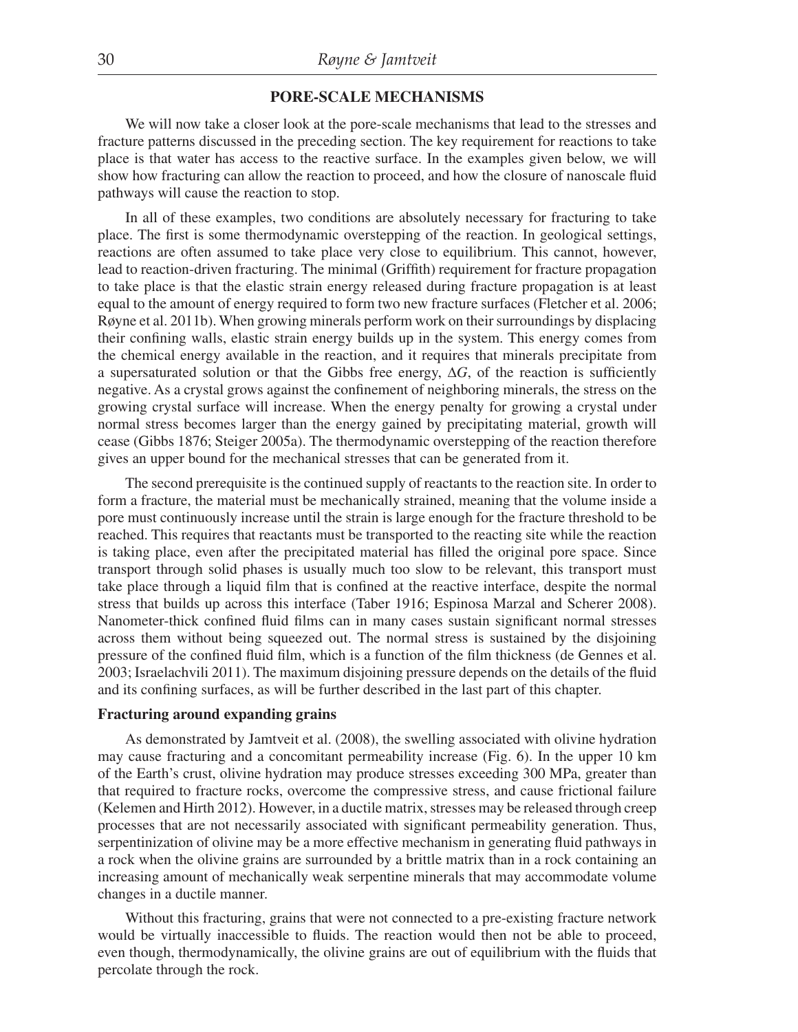## PORE-SCALE MECHANISMS

We will now take a closer look at the pore-scale mechanisms that lead to the stresses and fracture patterns discussed in the preceding section. The key requirement for reactions to take place is that water has access to the reactive surface. In the examples given below, we will show how fracturing can allow the reaction to proceed, and how the closure of nanoscale fluid pathways will cause the reaction to stop.

In all of these examples, two conditions are absolutely necessary for fracturing to take place. The first is some thermodynamic overstepping of the reaction. In geological settings, reactions are often assumed to take place very close to equilibrium. This cannot, however, lead to reaction-driven fracturing. The minimal (Griffith) requirement for fracture propagation to take place is that the elastic strain energy released during fracture propagation is at least equal to the amount of energy required to form two new fracture surfaces (Fletcher et al. 2006; Røyne et al. 2011b). When growing minerals perform work on their surroundings by displacing their confining walls, elastic strain energy builds up in the system. This energy comes from the chemical energy available in the reaction, and it requires that minerals precipitate from a supersaturated solution or that the Gibbs free energy, $\Delta G$, of the reaction is sufficiently negative. As a crystal grows against the confinement of neighboring minerals, the stress on the growing crystal surface will increase. When the energy penalty for growing a crystal under normal stress becomes larger than the energy gained by precipitating material, growth will cease (Gibbs 1876; Steiger 2005a). The thermodynamic overstepping of the reaction therefore gives an upper bound for the mechanical stresses that can be generated from it.

The second prerequisite is the continued supply of reactants to the reaction site. In order to form a fracture, the material must be mechanically strained, meaning that the volume inside a pore must continuously increase until the strain is large enough for the fracture threshold to be reached. This requires that reactants must be transported to the reacting site while the reaction is taking place, even after the precipitated material has filled the original pore space. Since transport through solid phases is usually much too slow to be relevant, this transport must take place through a liquid film that is confined at the reactive interface, despite the normal stress that builds up across this interface (Taber 1916; Espinosa Marzal and Scherer 2008). Nanometer-thick confined fluid films can in many cases sustain significant normal stresses across them without being squeezed out. The normal stress is sustained by the disjoining pressure of the confined fluid film, which is a function of the film thickness (de Gennes et al. 2003; Israelachvili 2011). The maximum disjoining pressure depends on the details of the fluid and its confining surfaces, as will be further described in the last part of this chapter.

### Fracturing around expanding grains

As demonstrated by Jamtveit et al. (2008), the swelling associated with olivine hydration may cause fracturing and a concomitant permeability increase (Fig. 6). In the upper 10 km of the Earth's crust, olivine hydration may produce stresses exceeding 300 MPa, greater than that required to fracture rocks, overcome the compressive stress, and cause frictional failure (Kelemen and Hirth 2012). However, in a ductile matrix, stresses may be released through creep processes that are not necessarily associated with significant permeability generation. Thus, serpentinization of olivine may be a more effective mechanism in generating fluid pathways in a rock when the olivine grains are surrounded by a brittle matrix than in a rock containing an increasing amount of mechanically weak serpentine minerals that may accommodate volume changes in a ductile manner.

Without this fracturing, grains that were not connected to a pre-existing fracture network would be virtually inaccessible to fluids. The reaction would then not be able to proceed, even though, thermodynamically, the olivine grains are out of equilibrium with the fluids that percolate through the rock.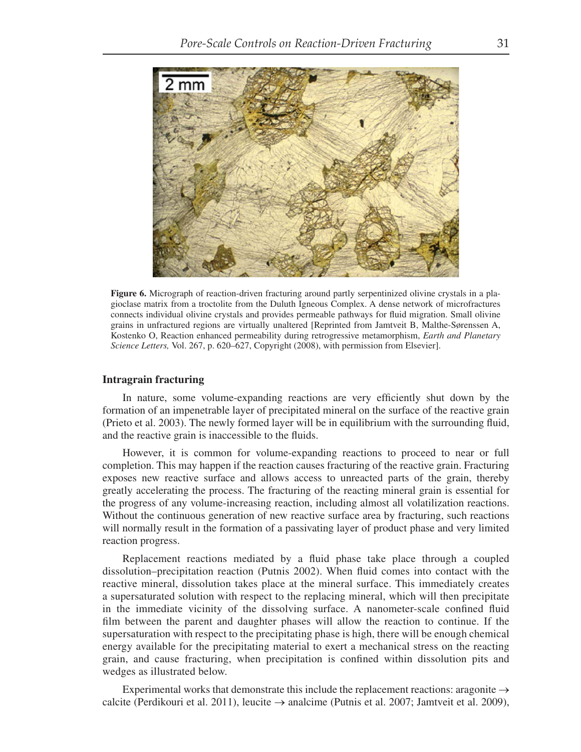**Figure 6.** Micrograph of reaction-driven fracturing around partly serpentinized olivine crystals in a plagioclase matrix from a troctolite from the Duluth Igneous Complex. A dense network of microfractures connects individual olivine crystals and provides permeable pathways for fluid migration. Small olivine grains in unfractured regions are virtually unaltered [Reprinted from Jamtveit B, Malthe-Sørenssen A, Kostenko O, Reaction enhanced permeability during retrogressive metamorphism, *Earth and Planetary Science Letters,* Vol. 267, p. 620–627, Copyright (2008), with permission from Elsevier].

## Intragrain fracturing

In nature, some volume-expanding reactions are very efficiently shut down by the formation of an impenetrable layer of precipitated mineral on the surface of the reactive grain (Prieto et al. 2003). The newly formed layer will be in equilibrium with the surrounding fluid, and the reactive grain is inaccessible to the fluids.

However, it is common for volume-expanding reactions to proceed to near or full completion. This may happen if the reaction causes fracturing of the reactive grain. Fracturing exposes new reactive surface and allows access to unreacted parts of the grain, thereby greatly accelerating the process. The fracturing of the reacting mineral grain is essential for the progress of any volume-increasing reaction, including almost all volatilization reactions. Without the continuous generation of new reactive surface area by fracturing, such reactions will normally result in the formation of a passivating layer of product phase and very limited reaction progress.

Replacement reactions mediated by a fluid phase take place through a coupled dissolution–precipitation reaction (Putnis 2002). When fluid comes into contact with the reactive mineral, dissolution takes place at the mineral surface. This immediately creates a supersaturated solution with respect to the replacing mineral, which will then precipitate in the immediate vicinity of the dissolving surface. A nanometer-scale confined fluid film between the parent and daughter phases will allow the reaction to continue. If the supersaturation with respect to the precipitating phase is high, there will be enough chemical energy available for the precipitating material to exert a mechanical stress on the reacting grain, and cause fracturing, when precipitation is confined within dissolution pits and wedges as illustrated below.

Experimental works that demonstrate this include the replacement reactions: aragonite → calcite (Perdikouri et al. 2011), leucite → analcime (Putnis et al. 2007; Jamtveit et al. 2009),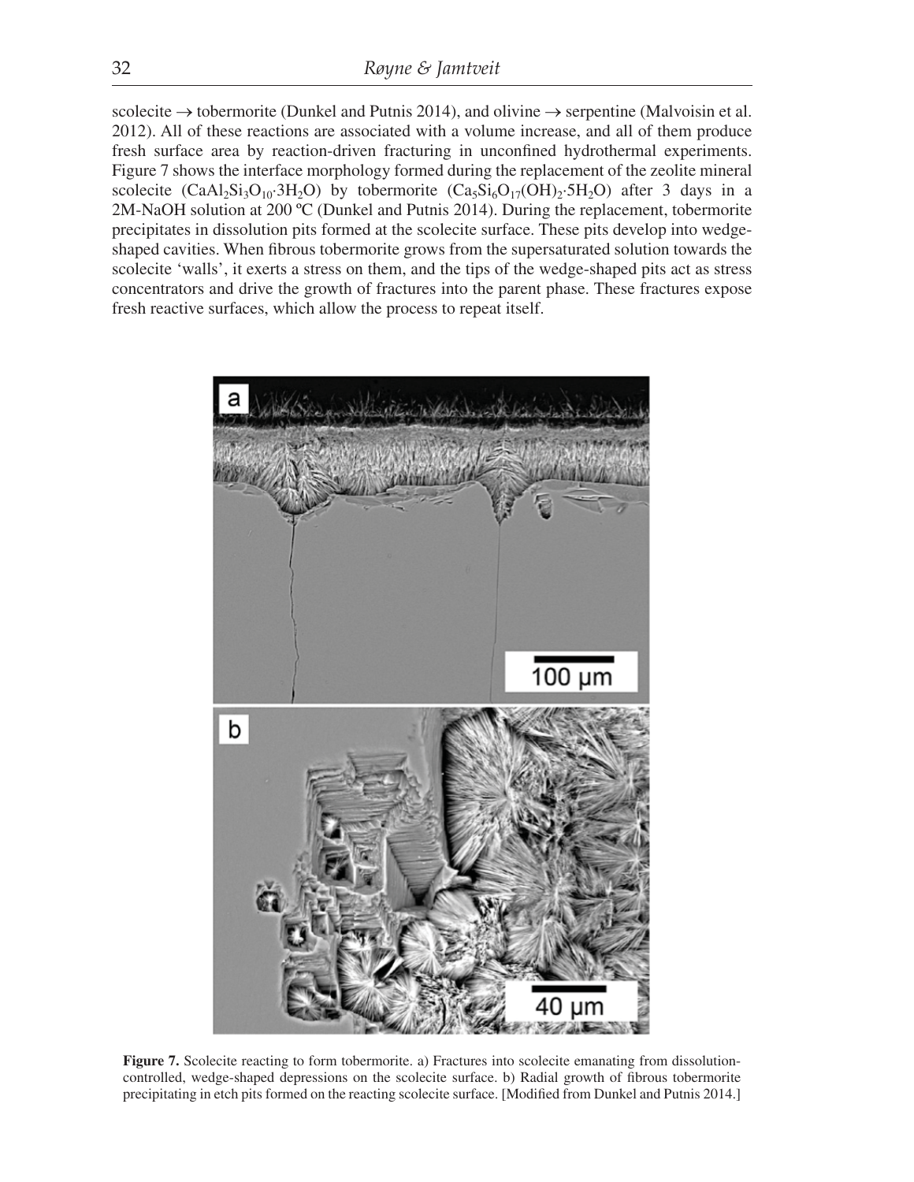scolecite → tobermorite (Dunkel and Putnis 2014), and olivine → serpentine (Malvoisin et al. 2012). All of these reactions are associated with a volume increase, and all of them produce fresh surface area by reaction-driven fracturing in unconfined hydrothermal experiments. Figure 7 shows the interface morphology formed during the replacement of the zeolite mineral scolecite ($CaAl_2Si_3O_{10}{\cdot}3H_2O$) by tobermorite ($Ca_5Si_6O_{17}(OH)_2{\cdot}5H_2O$) after 3 days in a 2M-NaOH solution at 200 ºC (Dunkel and Putnis 2014). During the replacement, tobermorite precipitates in dissolution pits formed at the scolecite surface. These pits develop into wedge-shaped cavities. When fibrous tobermorite grows from the supersaturated solution towards the scolecite 'walls', it exerts a stress on them, and the tips of the wedge-shaped pits act as stress concentrators and drive the growth of fractures into the parent phase. These fractures expose fresh reactive surfaces, which allow the process to repeat itself.

**Figure 7.** Scolecite reacting to form tobermorite. a) Fractures into scolecite emanating from dissolution-controlled, wedge-shaped depressions on the scolecite surface. b) Radial growth of fibrous tobermorite precipitating in etch pits formed on the reacting scolecite surface. [Modified from Dunkel and Putnis 2014.]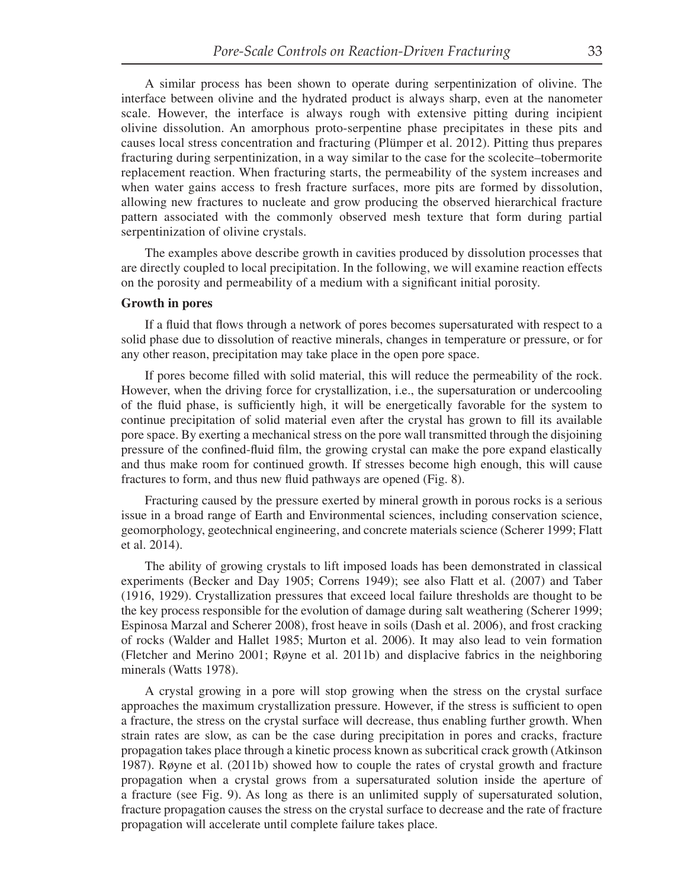A similar process has been shown to operate during serpentinization of olivine. The interface between olivine and the hydrated product is always sharp, even at the nanometer scale. However, the interface is always rough with extensive pitting during incipient olivine dissolution. An amorphous proto-serpentine phase precipitates in these pits and causes local stress concentration and fracturing (Plümper et al. 2012). Pitting thus prepares fracturing during serpentinization, in a way similar to the case for the scolecite–tobermorite replacement reaction. When fracturing starts, the permeability of the system increases and when water gains access to fresh fracture surfaces, more pits are formed by dissolution, allowing new fractures to nucleate and grow producing the observed hierarchical fracture pattern associated with the commonly observed mesh texture that form during partial serpentinization of olivine crystals.

The examples above describe growth in cavities produced by dissolution processes that are directly coupled to local precipitation. In the following, we will examine reaction effects on the porosity and permeability of a medium with a significant initial porosity.

**Growth in pores**

If a fluid that flows through a network of pores becomes supersaturated with respect to a solid phase due to dissolution of reactive minerals, changes in temperature or pressure, or for any other reason, precipitation may take place in the open pore space.

If pores become filled with solid material, this will reduce the permeability of the rock. However, when the driving force for crystallization, i.e., the supersaturation or undercooling of the fluid phase, is sufficiently high, it will be energetically favorable for the system to continue precipitation of solid material even after the crystal has grown to fill its available pore space. By exerting a mechanical stress on the pore wall transmitted through the disjoining pressure of the confined-fluid film, the growing crystal can make the pore expand elastically and thus make room for continued growth. If stresses become high enough, this will cause fractures to form, and thus new fluid pathways are opened (Fig. 8).

Fracturing caused by the pressure exerted by mineral growth in porous rocks is a serious issue in a broad range of Earth and Environmental sciences, including conservation science, geomorphology, geotechnical engineering, and concrete materials science (Scherer 1999; Flatt et al. 2014).

The ability of growing crystals to lift imposed loads has been demonstrated in classical experiments (Becker and Day 1905; Correns 1949); see also Flatt et al. (2007) and Taber (1916, 1929). Crystallization pressures that exceed local failure thresholds are thought to be the key process responsible for the evolution of damage during salt weathering (Scherer 1999; Espinosa Marzal and Scherer 2008), frost heave in soils (Dash et al. 2006), and frost cracking of rocks (Walder and Hallet 1985; Murton et al. 2006). It may also lead to vein formation (Fletcher and Merino 2001; Røyne et al. 2011b) and displacive fabrics in the neighboring minerals (Watts 1978).

A crystal growing in a pore will stop growing when the stress on the crystal surface approaches the maximum crystallization pressure. However, if the stress is sufficient to open a fracture, the stress on the crystal surface will decrease, thus enabling further growth. When strain rates are slow, as can be the case during precipitation in pores and cracks, fracture propagation takes place through a kinetic process known as subcritical crack growth (Atkinson 1987). Røyne et al. (2011b) showed how to couple the rates of crystal growth and fracture propagation when a crystal grows from a supersaturated solution inside the aperture of a fracture (see Fig. 9). As long as there is an unlimited supply of supersaturated solution, fracture propagation causes the stress on the crystal surface to decrease and the rate of fracture propagation will accelerate until complete failure takes place.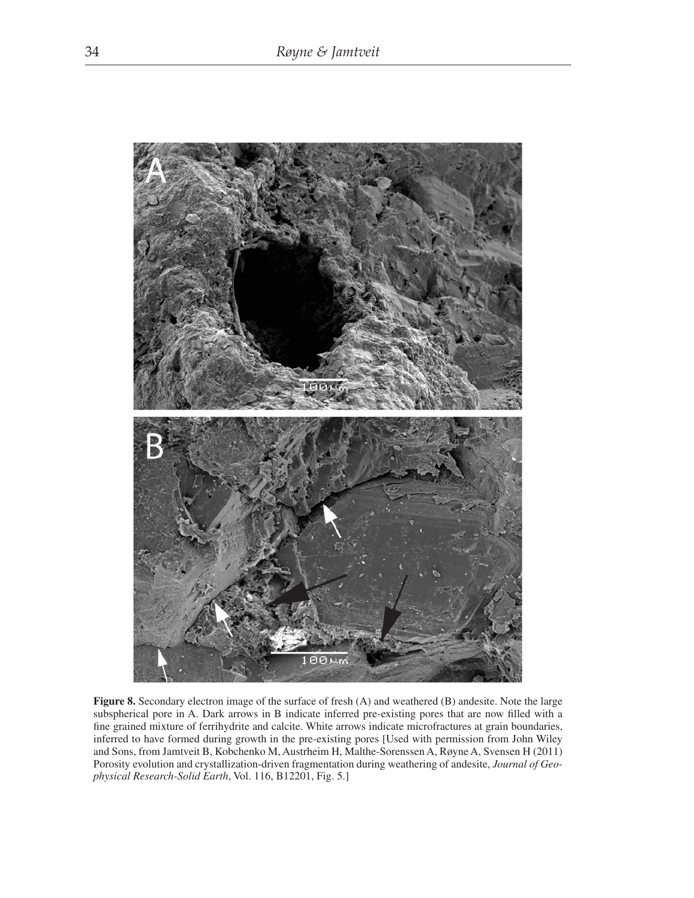**Figure 8.** Secondary electron image of the surface of fresh (A) and weathered (B) andesite. Note the large subspherical pore in A. Dark arrows in B indicate inferred pre-existing pores that are now filled with a fine grained mixture of ferrihydrite and calcite. White arrows indicate microfractures at grain boundaries, inferred to have formed during growth in the pre-existing pores [Used with permission from John Wiley and Sons, from Jamtveit B, Kobchenko M, Austrheim H, Malthe-Sorenssen A, Røyne A, Svensen H (2011) Porosity evolution and crystallization-driven fragmentation during weathering of andesite, *Journal of Geophysical Research-Solid Earth*, Vol. 116, B12201, Fig. 5.]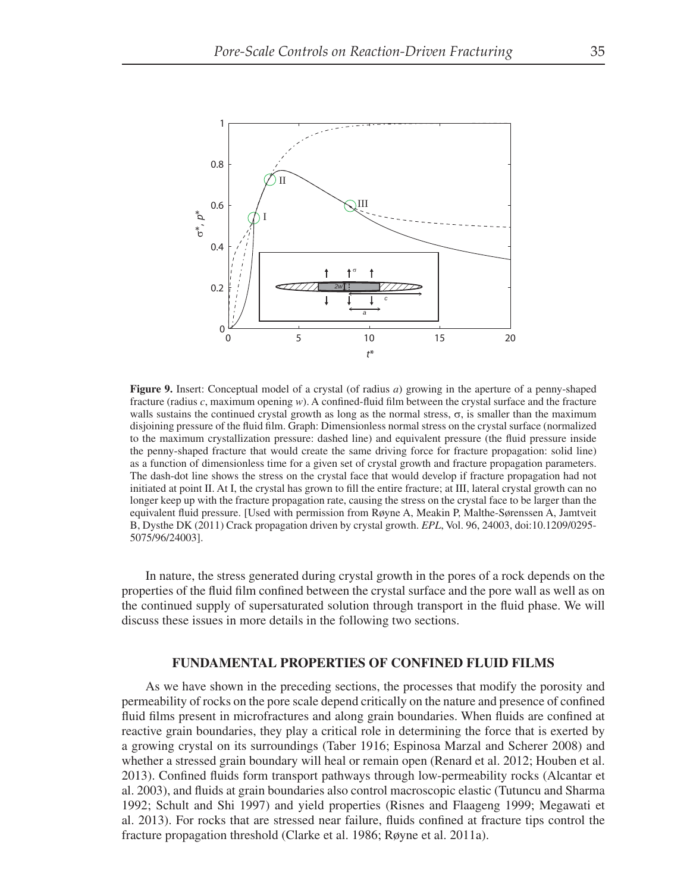**Figure 9.** Insert: Conceptual model of a crystal (of radius $a$) growing in the aperture of a penny-shaped fracture (radius $c$, maximum opening $w$). A confined-fluid film between the crystal surface and the fracture walls sustains the continued crystal growth as long as the normal stress, $\sigma$, is smaller than the maximum disjoining pressure of the fluid film. Graph: Dimensionless normal stress on the crystal surface (normalized to the maximum crystallization pressure: dashed line) and equivalent pressure (the fluid pressure inside the penny-shaped fracture that would create the same driving force for fracture propagation: solid line) as a function of dimensionless time for a given set of crystal growth and fracture propagation parameters. The dash-dot line shows the stress on the crystal face that would develop if fracture propagation had not initiated at point II. At I, the crystal has grown to fill the entire fracture; at III, lateral crystal growth can no longer keep up with the fracture propagation rate, causing the stress on the crystal face to be larger than the equivalent fluid pressure. [Used with permission from Røyne A, Meakin P, Malthe-Sørenssen A, Jamtveit B, Dysthe DK (2011) Crack propagation driven by crystal growth. *EPL*, Vol. 96, 24003, doi:10.1209/0295-5075/96/24003].

In nature, the stress generated during crystal growth in the pores of a rock depends on the properties of the fluid film confined between the crystal surface and the pore wall as well as on the continued supply of supersaturated solution through transport in the fluid phase. We will discuss these issues in more details in the following two sections.

## FUNDAMENTAL PROPERTIES OF CONFINED FLUID FILMS

As we have shown in the preceding sections, the processes that modify the porosity and permeability of rocks on the pore scale depend critically on the nature and presence of confined fluid films present in microfractures and along grain boundaries. When fluids are confined at reactive grain boundaries, they play a critical role in determining the force that is exerted by a growing crystal on its surroundings (Taber 1916; Espinosa Marzal and Scherer 2008) and whether a stressed grain boundary will heal or remain open (Renard et al. 2012; Houben et al. 2013). Confined fluids form transport pathways through low-permeability rocks (Alcantar et al. 2003), and fluids at grain boundaries also control macroscopic elastic (Tutuncu and Sharma 1992; Schult and Shi 1997) and yield properties (Risnes and Flaageng 1999; Megawati et al. 2013). For rocks that are stressed near failure, fluids confined at fracture tips control the fracture propagation threshold (Clarke et al. 1986; Røyne et al. 2011a).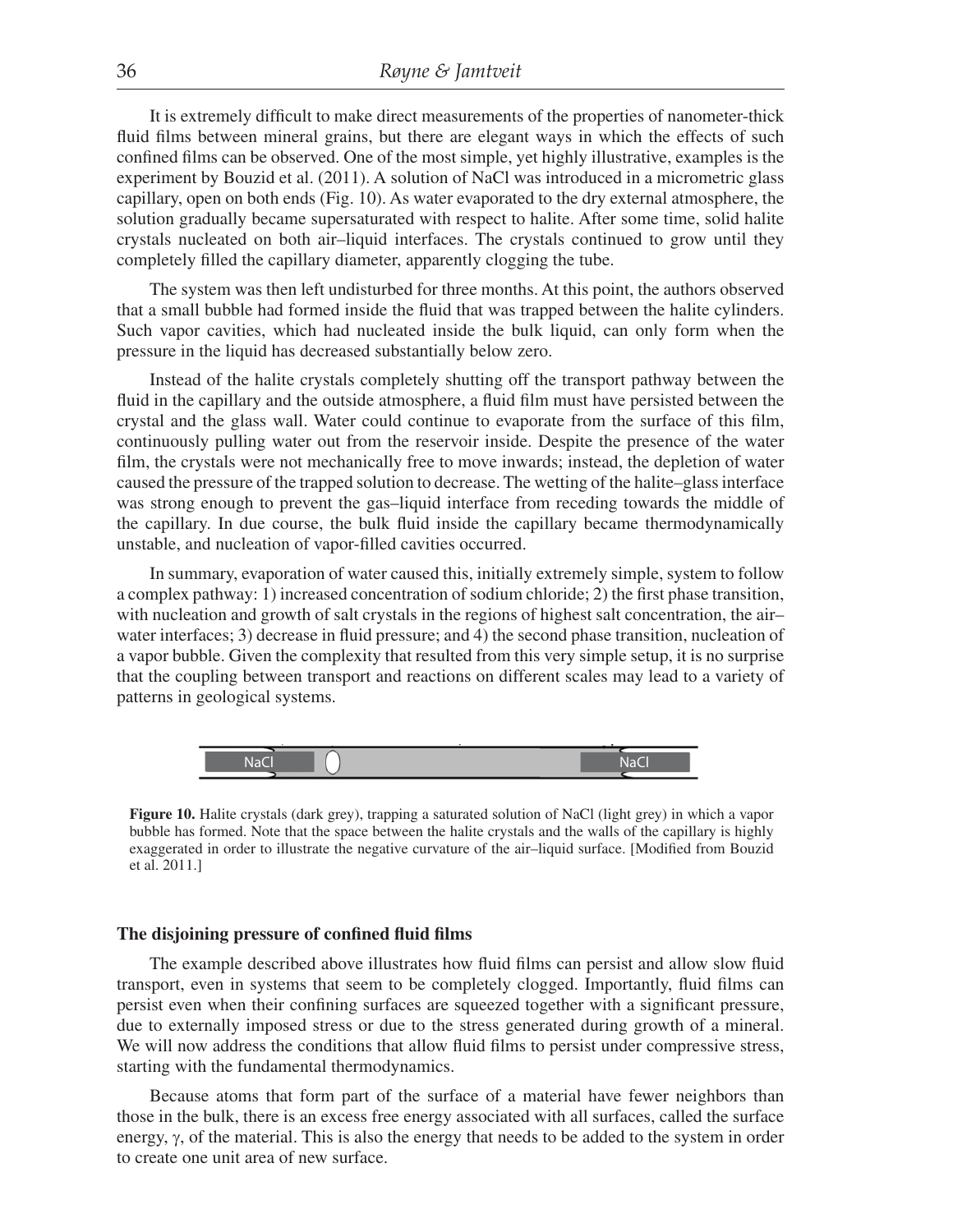It is extremely difficult to make direct measurements of the properties of nanometer-thick fluid films between mineral grains, but there are elegant ways in which the effects of such confined films can be observed. One of the most simple, yet highly illustrative, examples is the experiment by Bouzid et al. (2011). A solution of NaCl was introduced in a micrometric glass capillary, open on both ends (Fig. 10). As water evaporated to the dry external atmosphere, the solution gradually became supersaturated with respect to halite. After some time, solid halite crystals nucleated on both air–liquid interfaces. The crystals continued to grow until they completely filled the capillary diameter, apparently clogging the tube.

The system was then left undisturbed for three months. At this point, the authors observed that a small bubble had formed inside the fluid that was trapped between the halite cylinders. Such vapor cavities, which had nucleated inside the bulk liquid, can only form when the pressure in the liquid has decreased substantially below zero.

Instead of the halite crystals completely shutting off the transport pathway between the fluid in the capillary and the outside atmosphere, a fluid film must have persisted between the crystal and the glass wall. Water could continue to evaporate from the surface of this film, continuously pulling water out from the reservoir inside. Despite the presence of the water film, the crystals were not mechanically free to move inwards; instead, the depletion of water caused the pressure of the trapped solution to decrease. The wetting of the halite–glass interface was strong enough to prevent the gas–liquid interface from receding towards the middle of the capillary. In due course, the bulk fluid inside the capillary became thermodynamically unstable, and nucleation of vapor-filled cavities occurred.

In summary, evaporation of water caused this, initially extremely simple, system to follow a complex pathway: 1) increased concentration of sodium chloride; 2) the first phase transition, with nucleation and growth of salt crystals in the regions of highest salt concentration, the air–water interfaces; 3) decrease in fluid pressure; and 4) the second phase transition, nucleation of a vapor bubble. Given the complexity that resulted from this very simple setup, it is no surprise that the coupling between transport and reactions on different scales may lead to a variety of patterns in geological systems.

NaCl NaCl

**Figure 10.** Halite crystals (dark grey), trapping a saturated solution of NaCl (light grey) in which a vapor bubble has formed. Note that the space between the halite crystals and the walls of the capillary is highly exaggerated in order to illustrate the negative curvature of the air–liquid surface. [Modified from Bouzid et al. 2011.]

### The disjoining pressure of confined fluid films

The example described above illustrates how fluid films can persist and allow slow fluid transport, even in systems that seem to be completely clogged. Importantly, fluid films can persist even when their confining surfaces are squeezed together with a significant pressure, due to externally imposed stress or due to the stress generated during growth of a mineral. We will now address the conditions that allow fluid films to persist under compressive stress, starting with the fundamental thermodynamics.

Because atoms that form part of the surface of a material have fewer neighbors than those in the bulk, there is an excess free energy associated with all surfaces, called the surface energy, $\gamma$, of the material. This is also the energy that needs to be added to the system in order to create one unit area of new surface.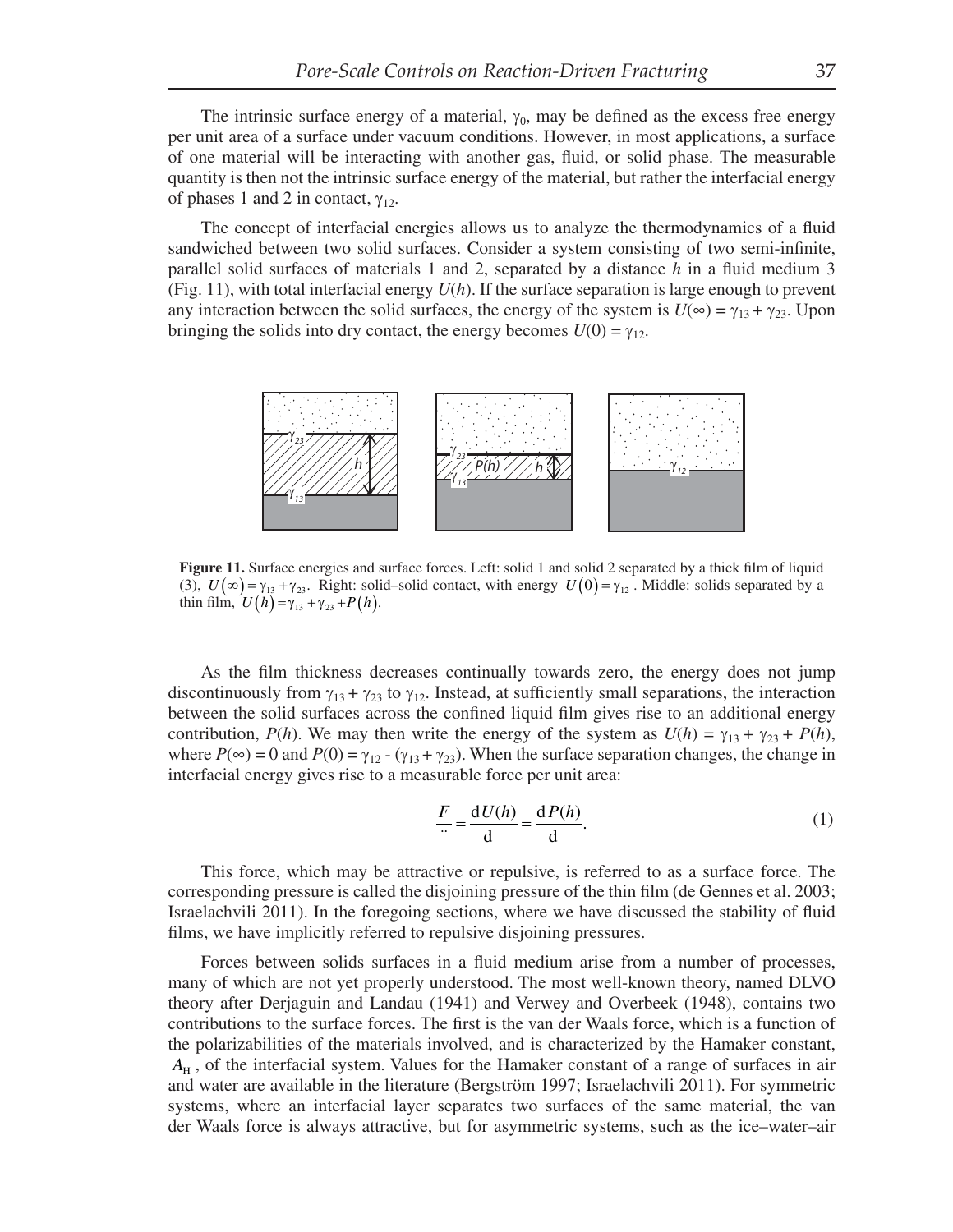The intrinsic surface energy of a material, $\gamma_0$, may be defined as the excess free energy per unit area of a surface under vacuum conditions. However, in most applications, a surface of one material will be interacting with another gas, fluid, or solid phase. The measurable quantity is then not the intrinsic surface energy of the material, but rather the interfacial energy of phases 1 and 2 in contact, $\gamma_{12}$.

The concept of interfacial energies allows us to analyze the thermodynamics of a fluid sandwiched between two solid surfaces. Consider a system consisting of two semi-infinite, parallel solid surfaces of materials 1 and 2, separated by a distance $h$ in a fluid medium 3 (Fig. 11), with total interfacial energy $U(h)$. If the surface separation is large enough to prevent any interaction between the solid surfaces, the energy of the system is $U(\infty) = \gamma_{13} + \gamma_{23}$. Upon bringing the solids into dry contact, the energy becomes $U(0) = \gamma_{12}$.

**Figure 11.** Surface energies and surface forces. Left: solid 1 and solid 2 separated by a thick film of liquid (3), $U(\infty) = \gamma_{13} + \gamma_{23}$. Right: solid–solid contact, with energy $U(0) = \gamma_{12}$. Middle: solids separated by a thin film, $U(h) = \gamma_{13} + \gamma_{23} + P(h)$.

As the film thickness decreases continually towards zero, the energy does not jump discontinuously from $\gamma_{13} + \gamma_{23}$ to $\gamma_{12}$. Instead, at sufficiently small separations, the interaction between the solid surfaces across the confined liquid film gives rise to an additional energy contribution, $P(h)$. We may then write the energy of the system as $U(h) = \gamma_{13} + \gamma_{23} + P(h)$, where $P(\infty) = 0$ and $P(0) = \gamma_{12} - (\gamma_{13} + \gamma_{23})$. When the surface separation changes, the change in interfacial energy gives rise to a measurable force per unit area:

$$\frac{F}{\because} = \frac{\mathrm{d}U(h)}{\mathrm{d}} = \frac{\mathrm{d}P(h)}{\mathrm{d}}. \tag{1}$$

This force, which may be attractive or repulsive, is referred to as a surface force. The corresponding pressure is called the disjoining pressure of the thin film (de Gennes et al. 2003; Israelachvili 2011). In the foregoing sections, where we have discussed the stability of fluid films, we have implicitly referred to repulsive disjoining pressures.

Forces between solids surfaces in a fluid medium arise from a number of processes, many of which are not yet properly understood. The most well-known theory, named DLVO theory after Derjaguin and Landau (1941) and Verwey and Overbeek (1948), contains two contributions to the surface forces. The first is the van der Waals force, which is a function of the polarizabilities of the materials involved, and is characterized by the Hamaker constant, $A_{\mathrm{H}}$, of the interfacial system. Values for the Hamaker constant of a range of surfaces in air and water are available in the literature (Bergström 1997; Israelachvili 2011). For symmetric systems, where an interfacial layer separates two surfaces of the same material, the van der Waals force is always attractive, but for asymmetric systems, such as the ice–water–air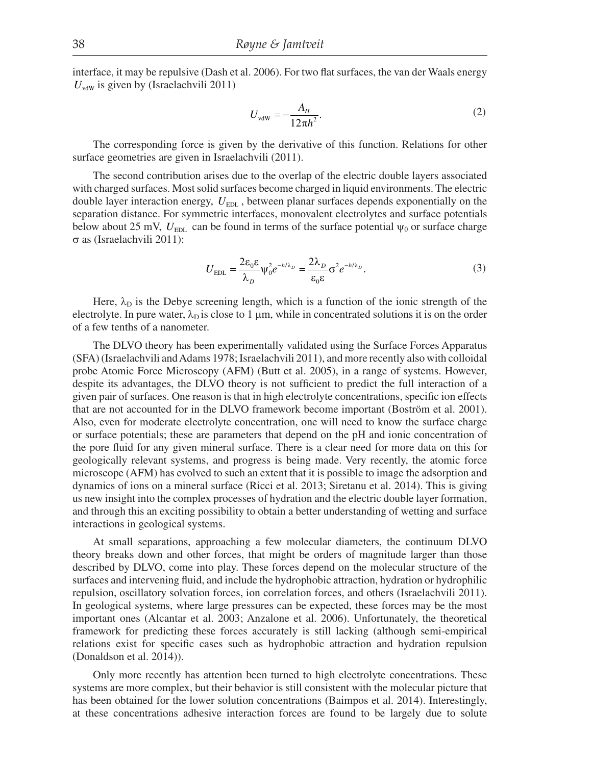interface, it may be repulsive (Dash et al. 2006). For two flat surfaces, the van der Waals energy $U_{\mathrm{vdW}}$ is given by (Israelachvili 2011)

$$U_{\mathrm{vdW}} = -\frac{A_H}{12\pi h^2}. \tag{2}$$

The corresponding force is given by the derivative of this function. Relations for other surface geometries are given in Israelachvili (2011).

The second contribution arises due to the overlap of the electric double layers associated with charged surfaces. Most solid surfaces become charged in liquid environments. The electric double layer interaction energy, $U_{\mathrm{EDL}}$, between planar surfaces depends exponentially on the separation distance. For symmetric interfaces, monovalent electrolytes and surface potentials below about 25 mV, $U_{\mathrm{EDL}}$ can be found in terms of the surface potential $\psi_0$ or surface charge $\sigma$ as (Israelachvili 2011):

$$U_{\mathrm{EDL}} = \frac{2\varepsilon_0\varepsilon}{\lambda_D}\psi_0^2 e^{-h/\lambda_D} = \frac{2\lambda_D}{\varepsilon_0\varepsilon}\sigma^2 e^{-h/\lambda_D}. \tag{3}$$

Here, $\lambda_D$ is the Debye screening length, which is a function of the ionic strength of the electrolyte. In pure water, $\lambda_D$ is close to 1 μm, while in concentrated solutions it is on the order of a few tenths of a nanometer.

The DLVO theory has been experimentally validated using the Surface Forces Apparatus (SFA) (Israelachvili and Adams 1978; Israelachvili 2011), and more recently also with colloidal probe Atomic Force Microscopy (AFM) (Butt et al. 2005), in a range of systems. However, despite its advantages, the DLVO theory is not sufficient to predict the full interaction of a given pair of surfaces. One reason is that in high electrolyte concentrations, specific ion effects that are not accounted for in the DLVO framework become important (Boström et al. 2001). Also, even for moderate electrolyte concentration, one will need to know the surface charge or surface potentials; these are parameters that depend on the pH and ionic concentration of the pore fluid for any given mineral surface. There is a clear need for more data on this for geologically relevant systems, and progress is being made. Very recently, the atomic force microscope (AFM) has evolved to such an extent that it is possible to image the adsorption and dynamics of ions on a mineral surface (Ricci et al. 2013; Siretanu et al. 2014). This is giving us new insight into the complex processes of hydration and the electric double layer formation, and through this an exciting possibility to obtain a better understanding of wetting and surface interactions in geological systems.

At small separations, approaching a few molecular diameters, the continuum DLVO theory breaks down and other forces, that might be orders of magnitude larger than those described by DLVO, come into play. These forces depend on the molecular structure of the surfaces and intervening fluid, and include the hydrophobic attraction, hydration or hydrophilic repulsion, oscillatory solvation forces, ion correlation forces, and others (Israelachvili 2011). In geological systems, where large pressures can be expected, these forces may be the most important ones (Alcantar et al. 2003; Anzalone et al. 2006). Unfortunately, the theoretical framework for predicting these forces accurately is still lacking (although semi-empirical relations exist for specific cases such as hydrophobic attraction and hydration repulsion (Donaldson et al. 2014)).

Only more recently has attention been turned to high electrolyte concentrations. These systems are more complex, but their behavior is still consistent with the molecular picture that has been obtained for the lower solution concentrations (Baimpos et al. 2014). Interestingly, at these concentrations adhesive interaction forces are found to be largely due to solute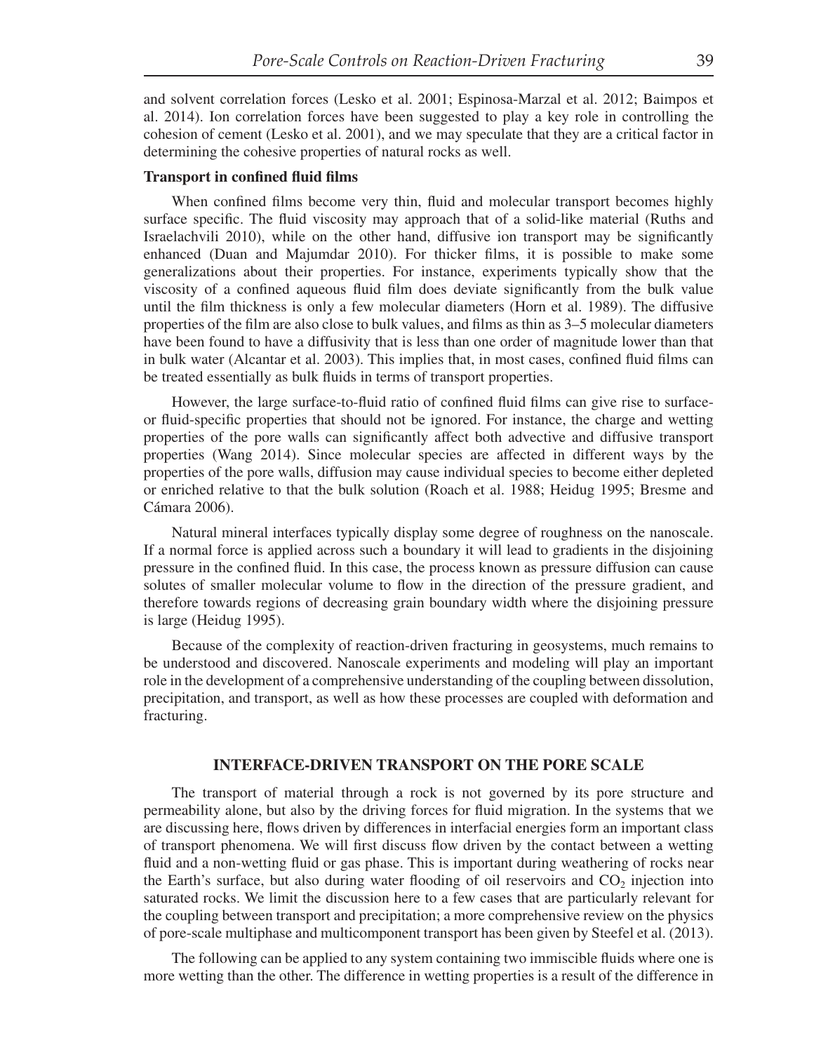and solvent correlation forces (Lesko et al. 2001; Espinosa-Marzal et al. 2012; Baimpos et al. 2014). Ion correlation forces have been suggested to play a key role in controlling the cohesion of cement (Lesko et al. 2001), and we may speculate that they are a critical factor in determining the cohesive properties of natural rocks as well.

### Transport in confined fluid films

When confined films become very thin, fluid and molecular transport becomes highly surface specific. The fluid viscosity may approach that of a solid-like material (Ruths and Israelachvili 2010), while on the other hand, diffusive ion transport may be significantly enhanced (Duan and Majumdar 2010). For thicker films, it is possible to make some generalizations about their properties. For instance, experiments typically show that the viscosity of a confined aqueous fluid film does deviate significantly from the bulk value until the film thickness is only a few molecular diameters (Horn et al. 1989). The diffusive properties of the film are also close to bulk values, and films as thin as 3–5 molecular diameters have been found to have a diffusivity that is less than one order of magnitude lower than that in bulk water (Alcantar et al. 2003). This implies that, in most cases, confined fluid films can be treated essentially as bulk fluids in terms of transport properties.

However, the large surface-to-fluid ratio of confined fluid films can give rise to surface- or fluid-specific properties that should not be ignored. For instance, the charge and wetting properties of the pore walls can significantly affect both advective and diffusive transport properties (Wang 2014). Since molecular species are affected in different ways by the properties of the pore walls, diffusion may cause individual species to become either depleted or enriched relative to that the bulk solution (Roach et al. 1988; Heidug 1995; Bresme and Cámara 2006).

Natural mineral interfaces typically display some degree of roughness on the nanoscale. If a normal force is applied across such a boundary it will lead to gradients in the disjoining pressure in the confined fluid. In this case, the process known as pressure diffusion can cause solutes of smaller molecular volume to flow in the direction of the pressure gradient, and therefore towards regions of decreasing grain boundary width where the disjoining pressure is large (Heidug 1995).

Because of the complexity of reaction-driven fracturing in geosystems, much remains to be understood and discovered. Nanoscale experiments and modeling will play an important role in the development of a comprehensive understanding of the coupling between dissolution, precipitation, and transport, as well as how these processes are coupled with deformation and fracturing.

## INTERFACE-DRIVEN TRANSPORT ON THE PORE SCALE

The transport of material through a rock is not governed by its pore structure and permeability alone, but also by the driving forces for fluid migration. In the systems that we are discussing here, flows driven by differences in interfacial energies form an important class of transport phenomena. We will first discuss flow driven by the contact between a wetting fluid and a non-wetting fluid or gas phase. This is important during weathering of rocks near the Earth's surface, but also during water flooding of oil reservoirs and $CO_2$ injection into saturated rocks. We limit the discussion here to a few cases that are particularly relevant for the coupling between transport and precipitation; a more comprehensive review on the physics of pore-scale multiphase and multicomponent transport has been given by Steefel et al. (2013).

The following can be applied to any system containing two immiscible fluids where one is more wetting than the other. The difference in wetting properties is a result of the difference in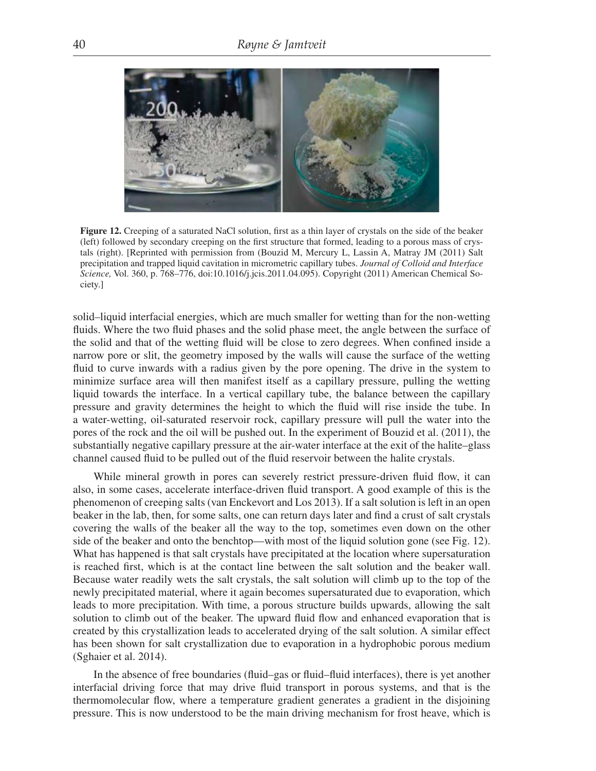**Figure 12.** Creeping of a saturated NaCl solution, first as a thin layer of crystals on the side of the beaker (left) followed by secondary creeping on the first structure that formed, leading to a porous mass of crystals (right). [Reprinted with permission from (Bouzid M, Mercury L, Lassin A, Matray JM (2011) Salt precipitation and trapped liquid cavitation in micrometric capillary tubes. *Journal of Colloid and Interface Science,* Vol. 360, p. 768–776, doi:10.1016/j.jcis.2011.04.095). Copyright (2011) American Chemical Society.]

solid–liquid interfacial energies, which are much smaller for wetting than for the non-wetting fluids. Where the two fluid phases and the solid phase meet, the angle between the surface of the solid and that of the wetting fluid will be close to zero degrees. When confined inside a narrow pore or slit, the geometry imposed by the walls will cause the surface of the wetting fluid to curve inwards with a radius given by the pore opening. The drive in the system to minimize surface area will then manifest itself as a capillary pressure, pulling the wetting liquid towards the interface. In a vertical capillary tube, the balance between the capillary pressure and gravity determines the height to which the fluid will rise inside the tube. In a water-wetting, oil-saturated reservoir rock, capillary pressure will pull the water into the pores of the rock and the oil will be pushed out. In the experiment of Bouzid et al. (2011), the substantially negative capillary pressure at the air-water interface at the exit of the halite–glass channel caused fluid to be pulled out of the fluid reservoir between the halite crystals.

While mineral growth in pores can severely restrict pressure-driven fluid flow, it can also, in some cases, accelerate interface-driven fluid transport. A good example of this is the phenomenon of creeping salts (van Enckevort and Los 2013). If a salt solution is left in an open beaker in the lab, then, for some salts, one can return days later and find a crust of salt crystals covering the walls of the beaker all the way to the top, sometimes even down on the other side of the beaker and onto the benchtop—with most of the liquid solution gone (see Fig. 12). What has happened is that salt crystals have precipitated at the location where supersaturation is reached first, which is at the contact line between the salt solution and the beaker wall. Because water readily wets the salt crystals, the salt solution will climb up to the top of the newly precipitated material, where it again becomes supersaturated due to evaporation, which leads to more precipitation. With time, a porous structure builds upwards, allowing the salt solution to climb out of the beaker. The upward fluid flow and enhanced evaporation that is created by this crystallization leads to accelerated drying of the salt solution. A similar effect has been shown for salt crystallization due to evaporation in a hydrophobic porous medium (Sghaier et al. 2014).

In the absence of free boundaries (fluid–gas or fluid–fluid interfaces), there is yet another interfacial driving force that may drive fluid transport in porous systems, and that is the thermomolecular flow, where a temperature gradient generates a gradient in the disjoining pressure. This is now understood to be the main driving mechanism for frost heave, which is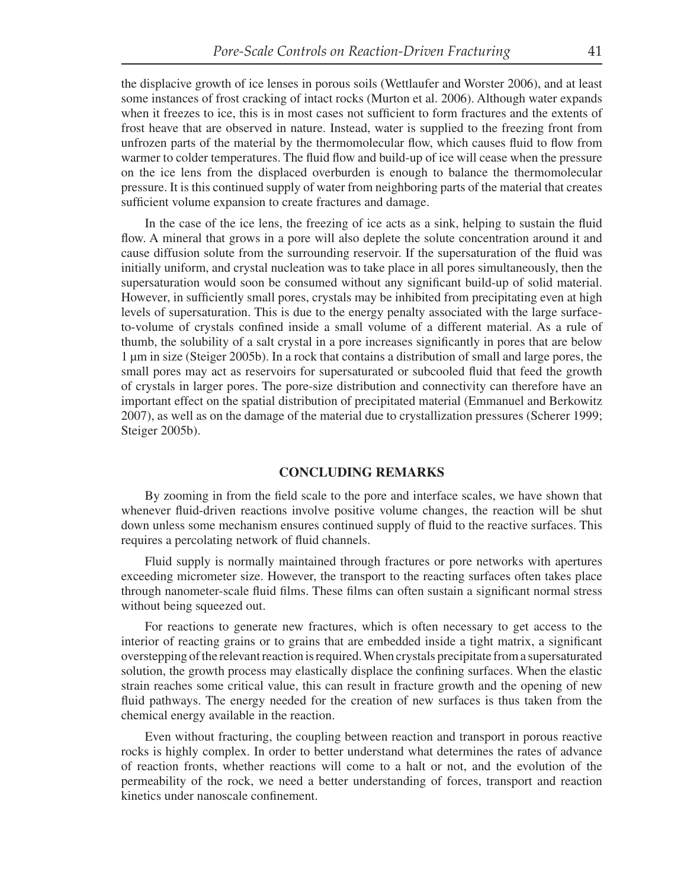the displacive growth of ice lenses in porous soils (Wettlaufer and Worster 2006), and at least some instances of frost cracking of intact rocks (Murton et al. 2006). Although water expands when it freezes to ice, this is in most cases not sufficient to form fractures and the extents of frost heave that are observed in nature. Instead, water is supplied to the freezing front from unfrozen parts of the material by the thermomolecular flow, which causes fluid to flow from warmer to colder temperatures. The fluid flow and build-up of ice will cease when the pressure on the ice lens from the displaced overburden is enough to balance the thermomolecular pressure. It is this continued supply of water from neighboring parts of the material that creates sufficient volume expansion to create fractures and damage.

In the case of the ice lens, the freezing of ice acts as a sink, helping to sustain the fluid flow. A mineral that grows in a pore will also deplete the solute concentration around it and cause diffusion solute from the surrounding reservoir. If the supersaturation of the fluid was initially uniform, and crystal nucleation was to take place in all pores simultaneously, then the supersaturation would soon be consumed without any significant build-up of solid material. However, in sufficiently small pores, crystals may be inhibited from precipitating even at high levels of supersaturation. This is due to the energy penalty associated with the large surface-to-volume of crystals confined inside a small volume of a different material. As a rule of thumb, the solubility of a salt crystal in a pore increases significantly in pores that are below 1 μm in size (Steiger 2005b). In a rock that contains a distribution of small and large pores, the small pores may act as reservoirs for supersaturated or subcooled fluid that feed the growth of crystals in larger pores. The pore-size distribution and connectivity can therefore have an important effect on the spatial distribution of precipitated material (Emmanuel and Berkowitz 2007), as well as on the damage of the material due to crystallization pressures (Scherer 1999; Steiger 2005b).

## CONCLUDING REMARKS

By zooming in from the field scale to the pore and interface scales, we have shown that whenever fluid-driven reactions involve positive volume changes, the reaction will be shut down unless some mechanism ensures continued supply of fluid to the reactive surfaces. This requires a percolating network of fluid channels.

Fluid supply is normally maintained through fractures or pore networks with apertures exceeding micrometer size. However, the transport to the reacting surfaces often takes place through nanometer-scale fluid films. These films can often sustain a significant normal stress without being squeezed out.

For reactions to generate new fractures, which is often necessary to get access to the interior of reacting grains or to grains that are embedded inside a tight matrix, a significant overstepping of the relevant reaction is required. When crystals precipitate from a supersaturated solution, the growth process may elastically displace the confining surfaces. When the elastic strain reaches some critical value, this can result in fracture growth and the opening of new fluid pathways. The energy needed for the creation of new surfaces is thus taken from the chemical energy available in the reaction.

Even without fracturing, the coupling between reaction and transport in porous reactive rocks is highly complex. In order to better understand what determines the rates of advance of reaction fronts, whether reactions will come to a halt or not, and the evolution of the permeability of the rock, we need a better understanding of forces, transport and reaction kinetics under nanoscale confinement.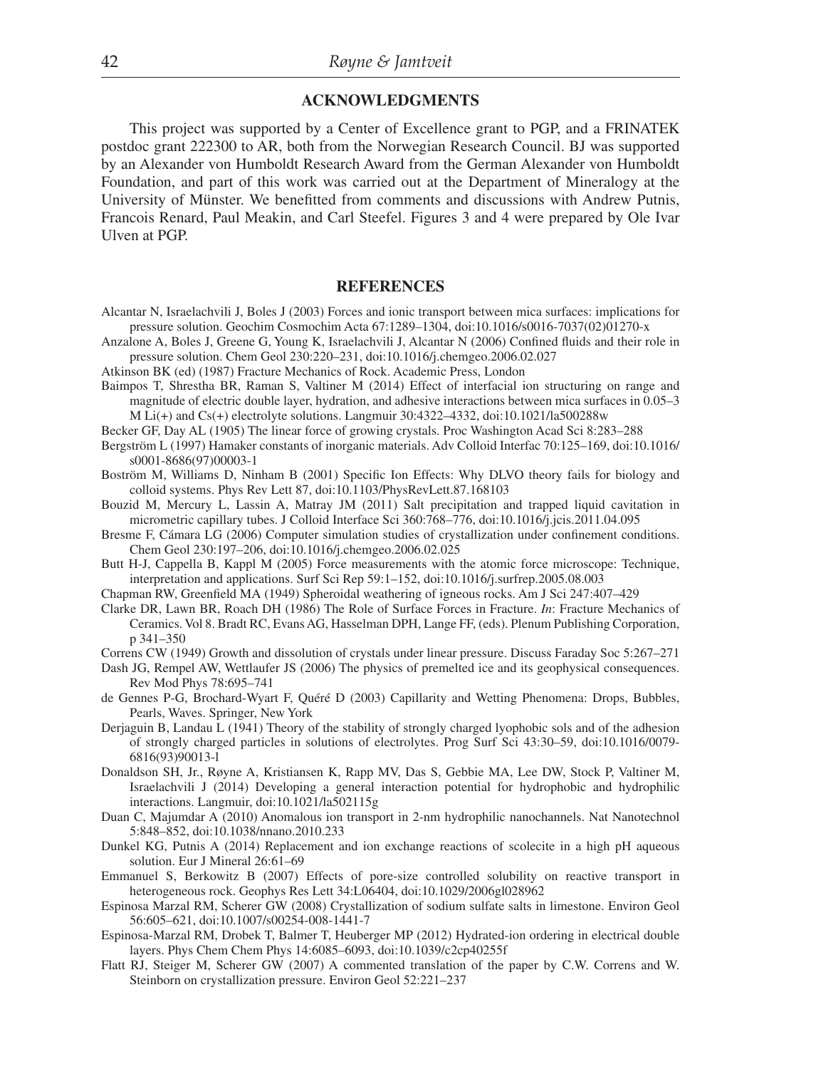## ACKNOWLEDGMENTS

This project was supported by a Center of Excellence grant to PGP, and a FRINATEK postdoc grant 222300 to AR, both from the Norwegian Research Council. BJ was supported by an Alexander von Humboldt Research Award from the German Alexander von Humboldt Foundation, and part of this work was carried out at the Department of Mineralogy at the University of Münster. We benefitted from comments and discussions with Andrew Putnis, Francois Renard, Paul Meakin, and Carl Steefel. Figures 3 and 4 were prepared by Ole Ivar Ulven at PGP.

## REFERENCES

Alcantar N, Israelachvili J, Boles J (2003) Forces and ionic transport between mica surfaces: implications for pressure solution. Geochim Cosmochim Acta 67:1289–1304, doi:10.1016/s0016-7037(02)01270-x

Anzalone A, Boles J, Greene G, Young K, Israelachvili J, Alcantar N (2006) Confined fluids and their role in pressure solution. Chem Geol 230:220–231, doi:10.1016/j.chemgeo.2006.02.027

Atkinson BK (ed) (1987) Fracture Mechanics of Rock. Academic Press, London

Baimpos T, Shrestha BR, Raman S, Valtiner M (2014) Effect of interfacial ion structuring on range and magnitude of electric double layer, hydration, and adhesive interactions between mica surfaces in 0.05–3 M Li(+) and Cs(+) electrolyte solutions. Langmuir 30:4322–4332, doi:10.1021/la500288w

Becker GF, Day AL (1905) The linear force of growing crystals. Proc Washington Acad Sci 8:283–288

Bergström L (1997) Hamaker constants of inorganic materials. Adv Colloid Interfac 70:125–169, doi:10.1016/s0001-8686(97)00003-1

Boström M, Williams D, Ninham B (2001) Specific Ion Effects: Why DLVO theory fails for biology and colloid systems. Phys Rev Lett 87, doi:10.1103/PhysRevLett.87.168103

Bouzid M, Mercury L, Lassin A, Matray JM (2011) Salt precipitation and trapped liquid cavitation in micrometric capillary tubes. J Colloid Interface Sci 360:768–776, doi:10.1016/j.jcis.2011.04.095

Bresme F, Cámara LG (2006) Computer simulation studies of crystallization under confinement conditions. Chem Geol 230:197–206, doi:10.1016/j.chemgeo.2006.02.025

Butt H-J, Cappella B, Kappl M (2005) Force measurements with the atomic force microscope: Technique, interpretation and applications. Surf Sci Rep 59:1–152, doi:10.1016/j.surfrep.2005.08.003

Chapman RW, Greenfield MA (1949) Spheroidal weathering of igneous rocks. Am J Sci 247:407–429

Clarke DR, Lawn BR, Roach DH (1986) The Role of Surface Forces in Fracture. *In*: Fracture Mechanics of Ceramics. Vol 8. Bradt RC, Evans AG, Hasselman DPH, Lange FF, (eds). Plenum Publishing Corporation, p 341–350

Correns CW (1949) Growth and dissolution of crystals under linear pressure. Discuss Faraday Soc 5:267–271

Dash JG, Rempel AW, Wettlaufer JS (2006) The physics of premelted ice and its geophysical consequences. Rev Mod Phys 78:695–741

de Gennes P-G, Brochard-Wyart F, Quéré D (2003) Capillarity and Wetting Phenomena: Drops, Bubbles, Pearls, Waves. Springer, New York

Derjaguin B, Landau L (1941) Theory of the stability of strongly charged lyophobic sols and of the adhesion of strongly charged particles in solutions of electrolytes. Prog Surf Sci 43:30–59, doi:10.1016/0079-6816(93)90013-l

Donaldson SH, Jr., Røyne A, Kristiansen K, Rapp MV, Das S, Gebbie MA, Lee DW, Stock P, Valtiner M, Israelachvili J (2014) Developing a general interaction potential for hydrophobic and hydrophilic interactions. Langmuir, doi:10.1021/la502115g

Duan C, Majumdar A (2010) Anomalous ion transport in 2-nm hydrophilic nanochannels. Nat Nanotechnol 5:848–852, doi:10.1038/nnano.2010.233

Dunkel KG, Putnis A (2014) Replacement and ion exchange reactions of scolecite in a high pH aqueous solution. Eur J Mineral 26:61–69

Emmanuel S, Berkowitz B (2007) Effects of pore-size controlled solubility on reactive transport in heterogeneous rock. Geophys Res Lett 34:L06404, doi:10.1029/2006gl028962

Espinosa Marzal RM, Scherer GW (2008) Crystallization of sodium sulfate salts in limestone. Environ Geol 56:605–621, doi:10.1007/s00254-008-1441-7

Espinosa-Marzal RM, Drobek T, Balmer T, Heuberger MP (2012) Hydrated-ion ordering in electrical double layers. Phys Chem Chem Phys 14:6085–6093, doi:10.1039/c2cp40255f

Flatt RJ, Steiger M, Scherer GW (2007) A commented translation of the paper by C.W. Correns and W. Steinborn on crystallization pressure. Environ Geol 52:221–237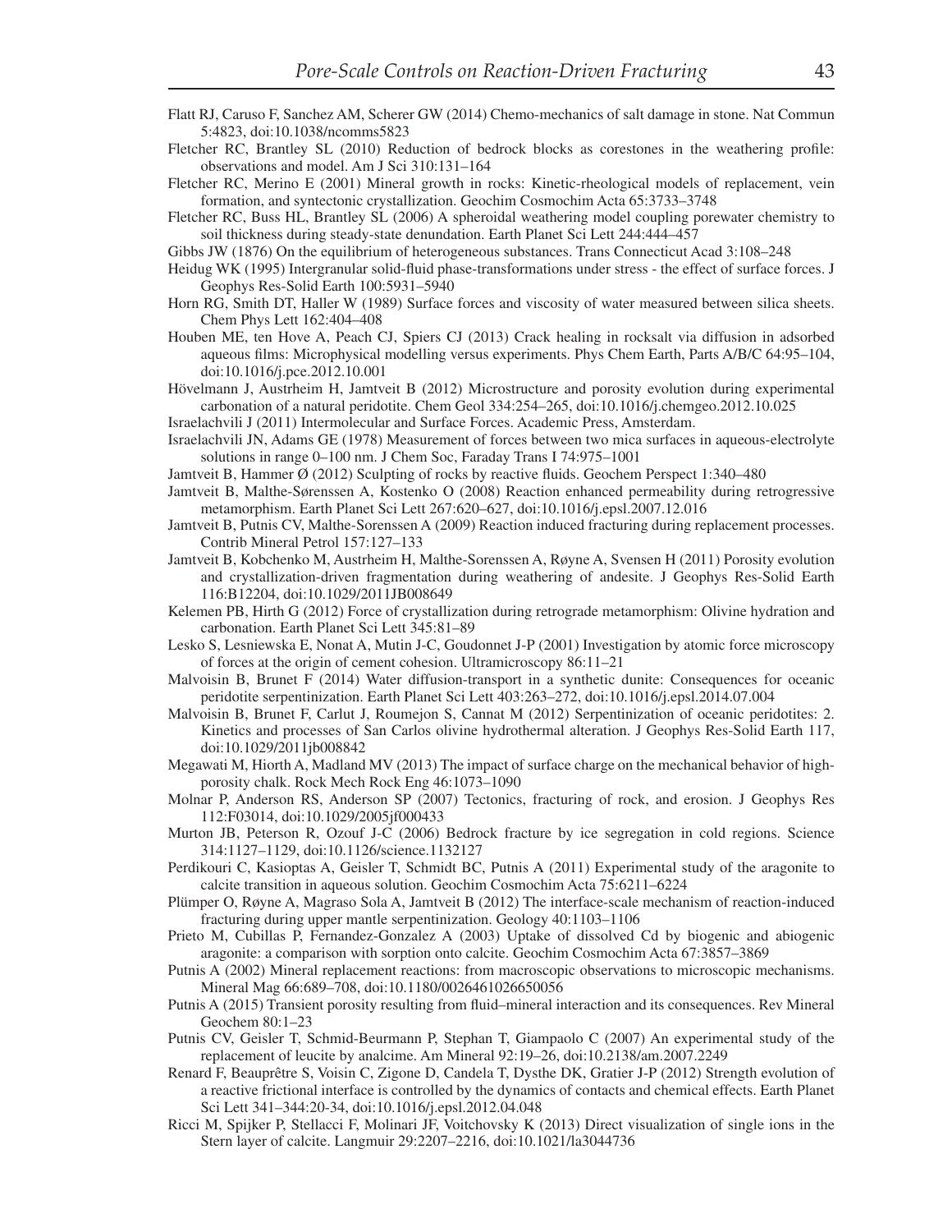Flatt RJ, Caruso F, Sanchez AM, Scherer GW (2014) Chemo-mechanics of salt damage in stone. Nat Commun 5:4823, doi:10.1038/ncomms5823

Fletcher RC, Brantley SL (2010) Reduction of bedrock blocks as corestones in the weathering profile: observations and model. Am J Sci 310:131–164

Fletcher RC, Merino E (2001) Mineral growth in rocks: Kinetic-rheological models of replacement, vein formation, and syntectonic crystallization. Geochim Cosmochim Acta 65:3733–3748

Fletcher RC, Buss HL, Brantley SL (2006) A spheroidal weathering model coupling porewater chemistry to soil thickness during steady-state denudation. Earth Planet Sci Lett 244:444–457

Gibbs JW (1876) On the equilibrium of heterogeneous substances. Trans Connecticut Acad 3:108–248

Heidug WK (1995) Intergranular solid-fluid phase-transformations under stress - the effect of surface forces. J Geophys Res-Solid Earth 100:5931–5940

Horn RG, Smith DT, Haller W (1989) Surface forces and viscosity of water measured between silica sheets. Chem Phys Lett 162:404–408

Houben ME, ten Hove A, Peach CJ, Spiers CJ (2013) Crack healing in rocksalt via diffusion in adsorbed aqueous films: Microphysical modelling versus experiments. Phys Chem Earth, Parts A/B/C 64:95–104, doi:10.1016/j.pce.2012.10.001

Hövelmann J, Austrheim H, Jamtveit B (2012) Microstructure and porosity evolution during experimental carbonation of a natural peridotite. Chem Geol 334:254–265, doi:10.1016/j.chemgeo.2012.10.025

Israelachvili J (2011) Intermolecular and Surface Forces. Academic Press, Amsterdam.

Israelachvili JN, Adams GE (1978) Measurement of forces between two mica surfaces in aqueous-electrolyte solutions in range 0–100 nm. J Chem Soc, Faraday Trans I 74:975–1001

Jamtveit B, Hammer Ø (2012) Sculpting of rocks by reactive fluids. Geochem Perspect 1:340–480

Jamtveit B, Malthe-Sørenssen A, Kostenko O (2008) Reaction enhanced permeability during retrogressive metamorphism. Earth Planet Sci Lett 267:620–627, doi:10.1016/j.epsl.2007.12.016

Jamtveit B, Putnis CV, Malthe-Sorenssen A (2009) Reaction induced fracturing during replacement processes. Contrib Mineral Petrol 157:127–133

Jamtveit B, Kobchenko M, Austrheim H, Malthe-Sorenssen A, Røyne A, Svensen H (2011) Porosity evolution and crystallization-driven fragmentation during weathering of andesite. J Geophys Res-Solid Earth 116:B12204, doi:10.1029/2011JB008649

Kelemen PB, Hirth G (2012) Force of crystallization during retrograde metamorphism: Olivine hydration and carbonation. Earth Planet Sci Lett 345:81–89

Lesko S, Lesniewska E, Nonat A, Mutin J-C, Goudonnet J-P (2001) Investigation by atomic force microscopy of forces at the origin of cement cohesion. Ultramicroscopy 86:11–21

Malvoisin B, Brunet F (2014) Water diffusion-transport in a synthetic dunite: Consequences for oceanic peridotite serpentinization. Earth Planet Sci Lett 403:263–272, doi:10.1016/j.epsl.2014.07.004

Malvoisin B, Brunet F, Carlut J, Roumejon S, Cannat M (2012) Serpentinization of oceanic peridotites: 2. Kinetics and processes of San Carlos olivine hydrothermal alteration. J Geophys Res-Solid Earth 117, doi:10.1029/2011jb008842

Megawati M, Hiorth A, Madland MV (2013) The impact of surface charge on the mechanical behavior of high-porosity chalk. Rock Mech Rock Eng 46:1073–1090

Molnar P, Anderson RS, Anderson SP (2007) Tectonics, fracturing of rock, and erosion. J Geophys Res 112:F03014, doi:10.1029/2005jf000433

Murton JB, Peterson R, Ozouf J-C (2006) Bedrock fracture by ice segregation in cold regions. Science 314:1127–1129, doi:10.1126/science.1132127

Perdikouri C, Kasioptas A, Geisler T, Schmidt BC, Putnis A (2011) Experimental study of the aragonite to calcite transition in aqueous solution. Geochim Cosmochim Acta 75:6211–6224

Plümper O, Røyne A, Magraso Sola A, Jamtveit B (2012) The interface-scale mechanism of reaction-induced fracturing during upper mantle serpentinization. Geology 40:1103–1106

Prieto M, Cubillas P, Fernandez-Gonzalez A (2003) Uptake of dissolved Cd by biogenic and abiogenic aragonite: a comparison with sorption onto calcite. Geochim Cosmochim Acta 67:3857–3869

Putnis A (2002) Mineral replacement reactions: from macroscopic observations to microscopic mechanisms. Mineral Mag 66:689–708, doi:10.1180/0026461026650056

Putnis A (2015) Transient porosity resulting from fluid–mineral interaction and its consequences. Rev Mineral Geochem 80:1–23

Putnis CV, Geisler T, Schmid-Beurmann P, Stephan T, Giampaolo C (2007) An experimental study of the replacement of leucite by analcime. Am Mineral 92:19–26, doi:10.2138/am.2007.2249

Renard F, Beauprêtre S, Voisin C, Zigone D, Candela T, Dysthe DK, Gratier J-P (2012) Strength evolution of a reactive frictional interface is controlled by the dynamics of contacts and chemical effects. Earth Planet Sci Lett 341–344:20-34, doi:10.1016/j.epsl.2012.04.048

Ricci M, Spijker P, Stellacci F, Molinari JF, Voitchovsky K (2013) Direct visualization of single ions in the Stern layer of calcite. Langmuir 29:2207–2216, doi:10.1021/la3044736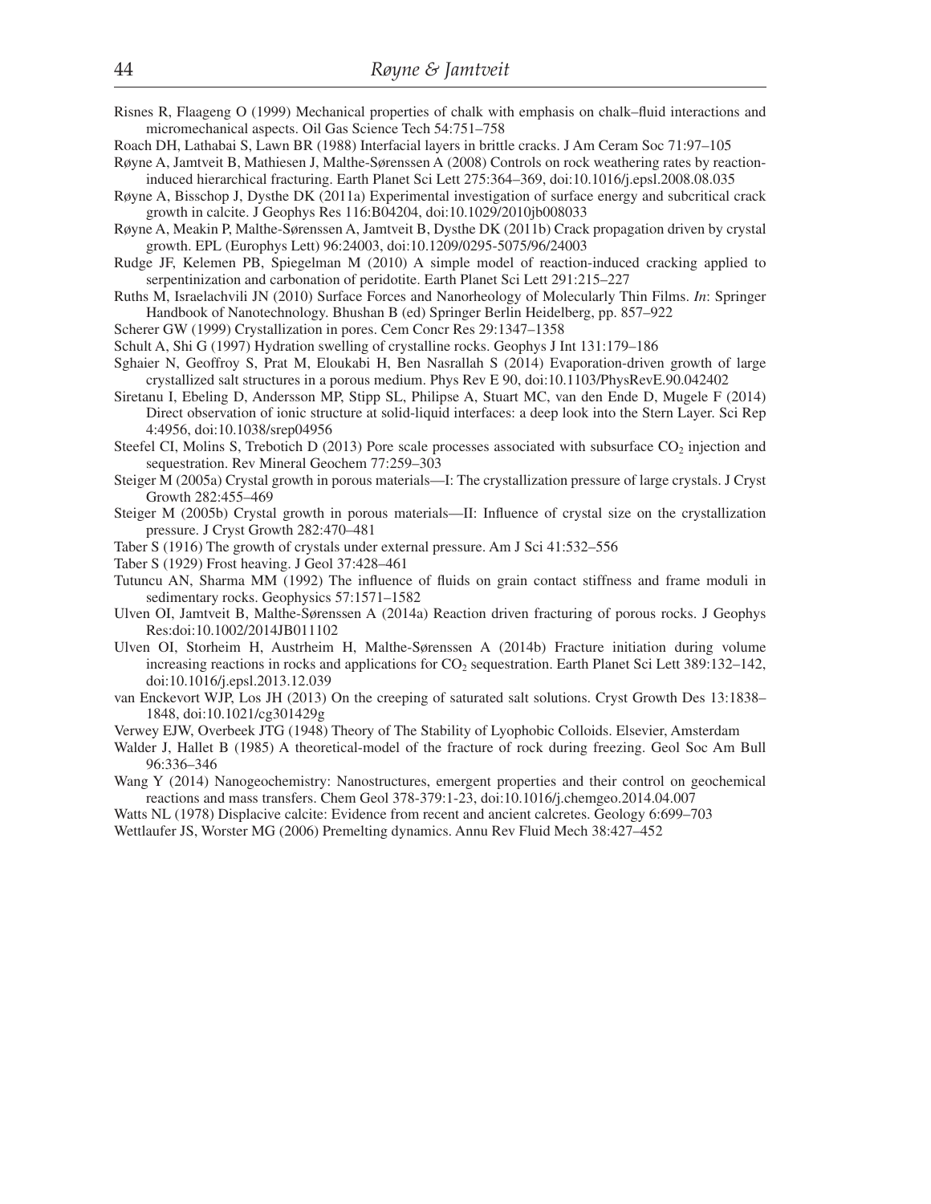Risnes R, Flaageng O (1999) Mechanical properties of chalk with emphasis on chalk–fluid interactions and micromechanical aspects. Oil Gas Science Tech 54:751–758

Roach DH, Lathabai S, Lawn BR (1988) Interfacial layers in brittle cracks. J Am Ceram Soc 71:97–105

Røyne A, Jamtveit B, Mathiesen J, Malthe-Sørenssen A (2008) Controls on rock weathering rates by reaction-induced hierarchical fracturing. Earth Planet Sci Lett 275:364–369, doi:10.1016/j.epsl.2008.08.035

Røyne A, Bisschop J, Dysthe DK (2011a) Experimental investigation of surface energy and subcritical crack growth in calcite. J Geophys Res 116:B04204, doi:10.1029/2010jb008033

Røyne A, Meakin P, Malthe-Sørenssen A, Jamtveit B, Dysthe DK (2011b) Crack propagation driven by crystal growth. EPL (Europhys Lett) 96:24003, doi:10.1209/0295-5075/96/24003

Rudge JF, Kelemen PB, Spiegelman M (2010) A simple model of reaction-induced cracking applied to serpentinization and carbonation of peridotite. Earth Planet Sci Lett 291:215–227

Ruths M, Israelachvili JN (2010) Surface Forces and Nanorheology of Molecularly Thin Films. *In*: Springer Handbook of Nanotechnology. Bhushan B (ed) Springer Berlin Heidelberg, pp. 857–922

Scherer GW (1999) Crystallization in pores. Cem Concr Res 29:1347–1358

Schult A, Shi G (1997) Hydration swelling of crystalline rocks. Geophys J Int 131:179–186

Sghaier N, Geoffroy S, Prat M, Eloukabi H, Ben Nasrallah S (2014) Evaporation-driven growth of large crystallized salt structures in a porous medium. Phys Rev E 90, doi:10.1103/PhysRevE.90.042402

Siretanu I, Ebeling D, Andersson MP, Stipp SL, Philipse A, Stuart MC, van den Ende D, Mugele F (2014) Direct observation of ionic structure at solid-liquid interfaces: a deep look into the Stern Layer. Sci Rep 4:4956, doi:10.1038/srep04956

Steefel CI, Molins S, Trebotich D (2013) Pore scale processes associated with subsurface $CO_2$ injection and sequestration. Rev Mineral Geochem 77:259–303

Steiger M (2005a) Crystal growth in porous materials—I: The crystallization pressure of large crystals. J Cryst Growth 282:455–469

Steiger M (2005b) Crystal growth in porous materials—II: Influence of crystal size on the crystallization pressure. J Cryst Growth 282:470–481

Taber S (1916) The growth of crystals under external pressure. Am J Sci 41:532–556

Taber S (1929) Frost heaving. J Geol 37:428–461

Tutuncu AN, Sharma MM (1992) The influence of fluids on grain contact stiffness and frame moduli in sedimentary rocks. Geophysics 57:1571–1582

Ulven OI, Jamtveit B, Malthe-Sørenssen A (2014a) Reaction driven fracturing of porous rocks. J Geophys Res:doi:10.1002/2014JB011102

Ulven OI, Storheim H, Austrheim H, Malthe-Sørenssen A (2014b) Fracture initiation during volume increasing reactions in rocks and applications for $CO_2$ sequestration. Earth Planet Sci Lett 389:132–142, doi:10.1016/j.epsl.2013.12.039

van Enckevort WJP, Los JH (2013) On the creeping of saturated salt solutions. Cryst Growth Des 13:1838–1848, doi:10.1021/cg301429g

Verwey EJW, Overbeek JTG (1948) Theory of The Stability of Lyophobic Colloids. Elsevier, Amsterdam

Walder J, Hallet B (1985) A theoretical-model of the fracture of rock during freezing. Geol Soc Am Bull 96:336–346

Wang Y (2014) Nanogeochemistry: Nanostructures, emergent properties and their control on geochemical reactions and mass transfers. Chem Geol 378-379:1-23, doi:10.1016/j.chemgeo.2014.04.007

Watts NL (1978) Displacive calcite: Evidence from recent and ancient calcretes. Geology 6:699–703

Wettlaufer JS, Worster MG (2006) Premelting dynamics. Annu Rev Fluid Mech 38:427–452